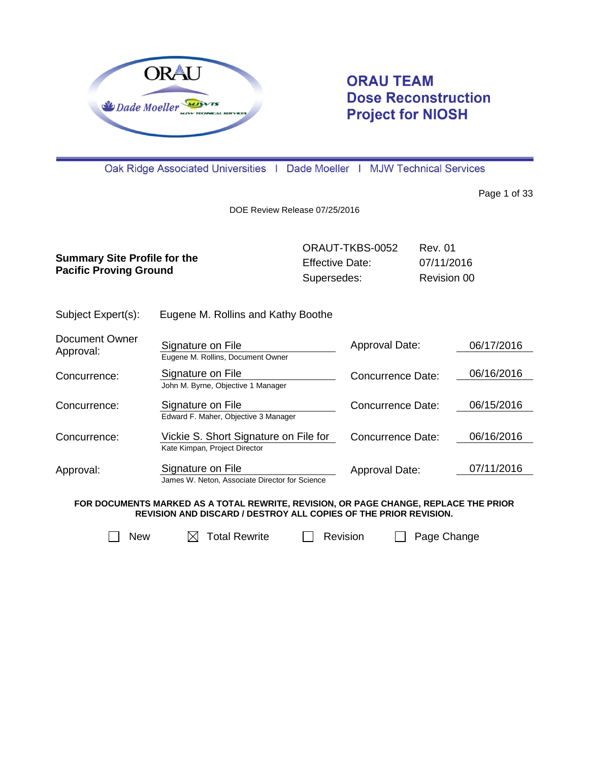# ORAU TEAM Dose Reconstruction Project for NIOSH

Oak Ridge Associated Universities | Dade Moeller | MJW Technical Services

DOE Review Release 07/25/2016

| | | |
|---|---|---|
| **Summary Site Profile for the Pacific Proving Ground** | ORAUT-TKBS-0052 | Rev. 01 |
| | Effective Date: | 07/11/2016 |
| | Supersedes: | Revision 00 |

Subject Expert(s): Eugene M. Rollins and Kathy Boothe

| | | | |
|---|---|---|---|
| Document Owner Approval: | Signature on File<br>Eugene M. Rollins, Document Owner | Approval Date: | 06/17/2016 |
| Concurrence: | Signature on File<br>John M. Byrne, Objective 1 Manager | Concurrence Date: | 06/16/2016 |
| Concurrence: | Signature on File<br>Edward F. Maher, Objective 3 Manager | Concurrence Date: | 06/15/2016 |
| Concurrence: | Vickie S. Short Signature on File for<br>Kate Kimpan, Project Director | Concurrence Date: | 06/16/2016 |
| Approval: | Signature on File<br>James W. Neton, Associate Director for Science | Approval Date: | 07/11/2016 |

**FOR DOCUMENTS MARKED AS A TOTAL REWRITE, REVISION, OR PAGE CHANGE, REPLACE THE PRIOR REVISION AND DISCARD / DESTROY ALL COPIES OF THE PRIOR REVISION.**

☐ New ☒ Total Rewrite ☐ Revision ☐ Page Change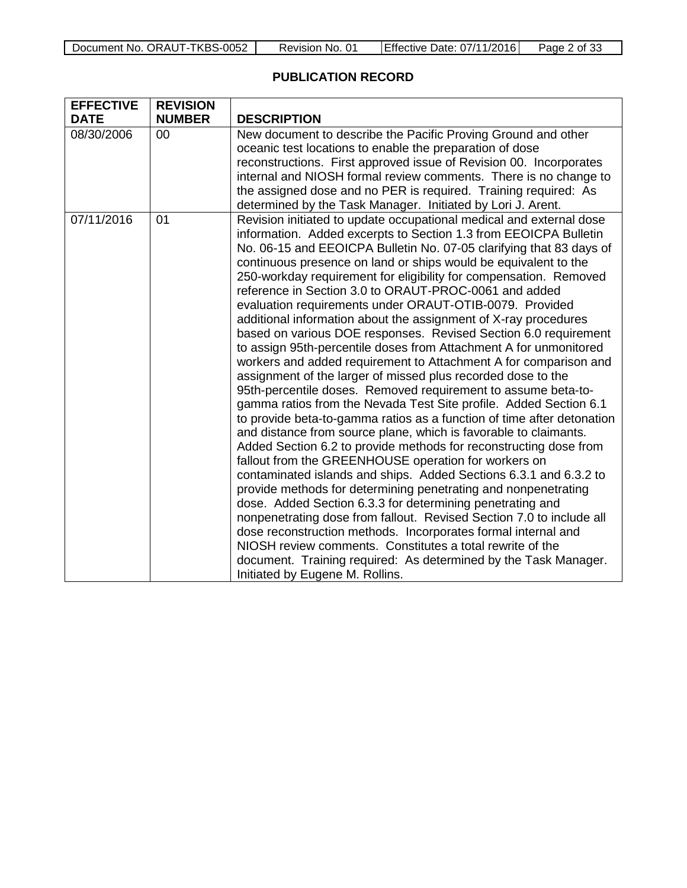## PUBLICATION RECORD

| EFFECTIVE DATE | REVISION NUMBER | DESCRIPTION |
|---|---|---|
| 08/30/2006 | 00 | New document to describe the Pacific Proving Ground and other oceanic test locations to enable the preparation of dose reconstructions. First approved issue of Revision 00. Incorporates internal and NIOSH formal review comments. There is no change to the assigned dose and no PER is required. Training required: As determined by the Task Manager. Initiated by Lori J. Arent. |
| 07/11/2016 | 01 | Revision initiated to update occupational medical and external dose information. Added excerpts to Section 1.3 from EEOICPA Bulletin No. 06-15 and EEOICPA Bulletin No. 07-05 clarifying that 83 days of continuous presence on land or ships would be equivalent to the 250-workday requirement for eligibility for compensation. Removed reference in Section 3.0 to ORAUT-PROC-0061 and added evaluation requirements under ORAUT-OTIB-0079. Provided additional information about the assignment of X-ray procedures based on various DOE responses. Revised Section 6.0 requirement to assign 95th-percentile doses from Attachment A for unmonitored workers and added requirement to Attachment A for comparison and assignment of the larger of missed plus recorded dose to the 95th-percentile doses. Removed requirement to assume beta-to-gamma ratios from the Nevada Test Site profile. Added Section 6.1 to provide beta-to-gamma ratios as a function of time after detonation and distance from source plane, which is favorable to claimants. Added Section 6.2 to provide methods for reconstructing dose from fallout from the GREENHOUSE operation for workers on contaminated islands and ships. Added Sections 6.3.1 and 6.3.2 to provide methods for determining penetrating and nonpenetrating dose. Added Section 6.3.3 for determining penetrating and nonpenetrating dose from fallout. Revised Section 7.0 to include all dose reconstruction methods. Incorporates formal internal and NIOSH review comments. Constitutes a total rewrite of the document. Training required: As determined by the Task Manager. Initiated by Eugene M. Rollins. |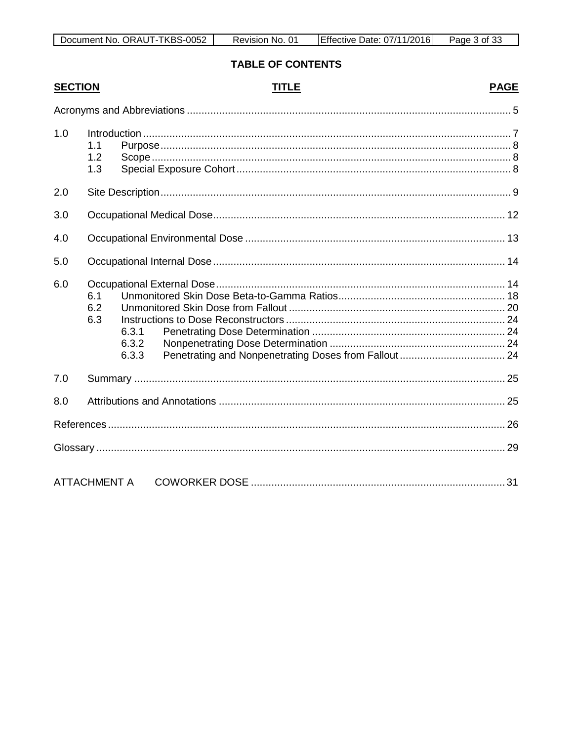**TABLE OF CONTENTS**

| SECTION | TITLE | PAGE |
|---|---|---|
| | Acronyms and Abbreviations | 5 |
| 1.0 | Introduction | 7 |
| 1.1 | Purpose | 8 |
| 1.2 | Scope | 8 |
| 1.3 | Special Exposure Cohort | 8 |
| 2.0 | Site Description | 9 |
| 3.0 | Occupational Medical Dose | 12 |
| 4.0 | Occupational Environmental Dose | 13 |
| 5.0 | Occupational Internal Dose | 14 |
| 6.0 | Occupational External Dose | 14 |
| 6.1 | Unmonitored Skin Dose Beta-to-Gamma Ratios | 18 |
| 6.2 | Unmonitored Skin Dose from Fallout | 20 |
| 6.3 | Instructions to Dose Reconstructors | 24 |
| 6.3.1 | Penetrating Dose Determination | 24 |
| 6.3.2 | Nonpenetrating Dose Determination | 24 |
| 6.3.3 | Penetrating and Nonpenetrating Doses from Fallout | 24 |
| 7.0 | Summary | 25 |
| 8.0 | Attributions and Annotations | 25 |
| | References | 26 |
| | Glossary | 29 |
| ATTACHMENT A | COWORKER DOSE | 31 |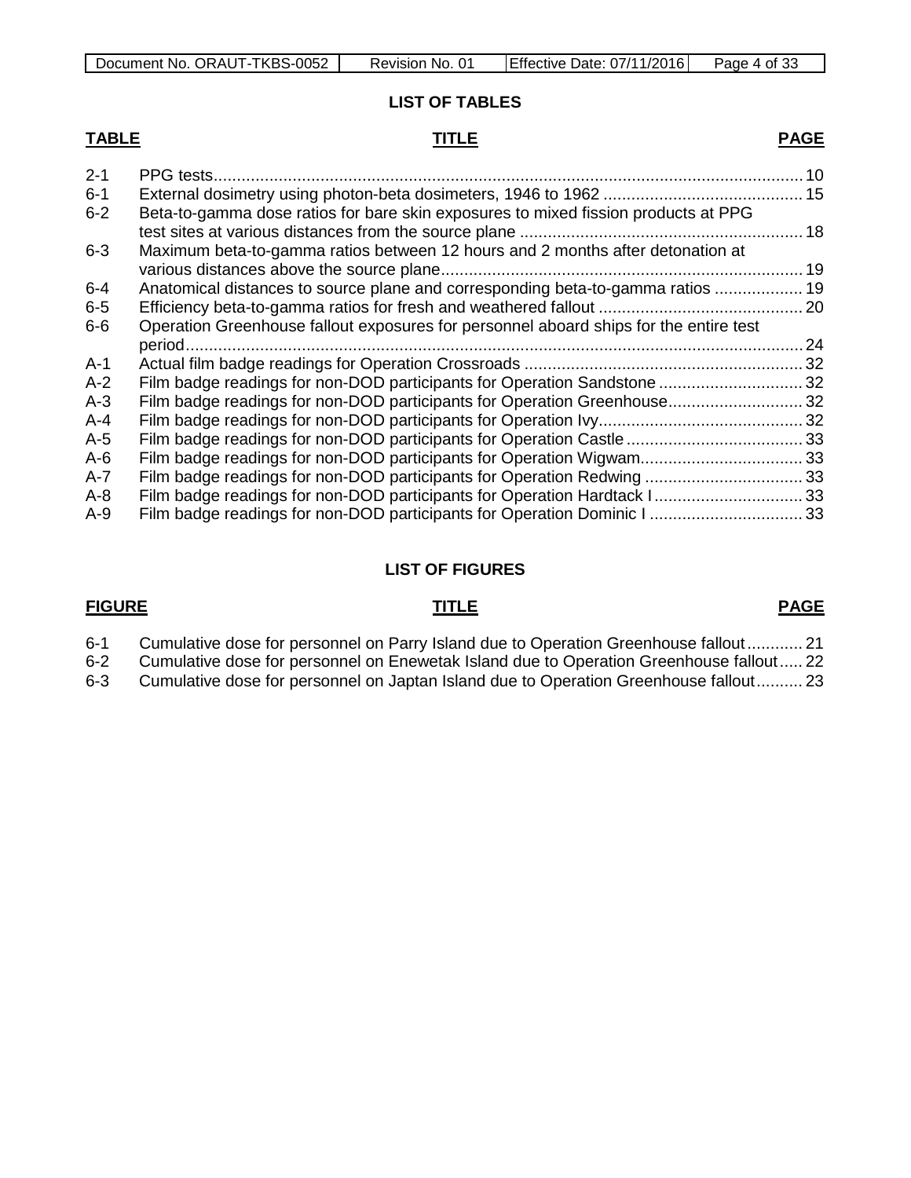## LIST OF TABLES

| TABLE | TITLE | PAGE |
|---|---|---|
| 2-1 | PPG tests | 10 |
| 6-1 | External dosimetry using photon-beta dosimeters, 1946 to 1962 | 15 |
| 6-2 | Beta-to-gamma dose ratios for bare skin exposures to mixed fission products at PPG test sites at various distances from the source plane | 18 |
| 6-3 | Maximum beta-to-gamma ratios between 12 hours and 2 months after detonation at various distances above the source plane | 19 |
| 6-4 | Anatomical distances to source plane and corresponding beta-to-gamma ratios | 19 |
| 6-5 | Efficiency beta-to-gamma ratios for fresh and weathered fallout | 20 |
| 6-6 | Operation Greenhouse fallout exposures for personnel aboard ships for the entire test period | 24 |
| A-1 | Actual film badge readings for Operation Crossroads | 32 |
| A-2 | Film badge readings for non-DOD participants for Operation Sandstone | 32 |
| A-3 | Film badge readings for non-DOD participants for Operation Greenhouse | 32 |
| A-4 | Film badge readings for non-DOD participants for Operation Ivy | 32 |
| A-5 | Film badge readings for non-DOD participants for Operation Castle | 33 |
| A-6 | Film badge readings for non-DOD participants for Operation Wigwam | 33 |
| A-7 | Film badge readings for non-DOD participants for Operation Redwing | 33 |
| A-8 | Film badge readings for non-DOD participants for Operation Hardtack I | 33 |
| A-9 | Film badge readings for non-DOD participants for Operation Dominic I | 33 |

## LIST OF FIGURES

| FIGURE | TITLE | PAGE |
|---|---|---|
| 6-1 | Cumulative dose for personnel on Parry Island due to Operation Greenhouse fallout | 21 |
| 6-2 | Cumulative dose for personnel on Enewetak Island due to Operation Greenhouse fallout | 22 |
| 6-3 | Cumulative dose for personnel on Japtan Island due to Operation Greenhouse fallout | 23 |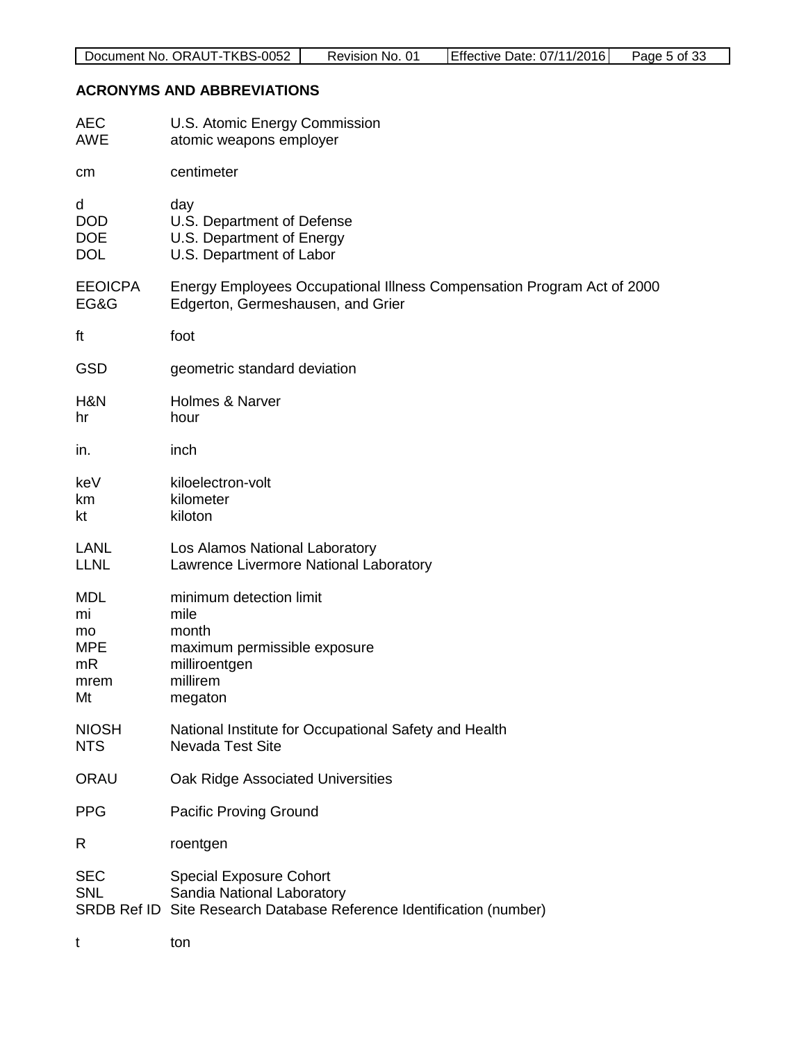## ACRONYMS AND ABBREVIATIONS

AEC U.S. Atomic Energy Commission
AWE atomic weapons employer

cm centimeter

d day
DOD U.S. Department of Defense
DOE U.S. Department of Energy
DOL U.S. Department of Labor

EEOICPA Energy Employees Occupational Illness Compensation Program Act of 2000
EG&G Edgerton, Germeshausen, and Grier

ft foot

GSD geometric standard deviation

H&N Holmes & Narver
hr hour

in. inch

keV kiloelectron-volt
km kilometer
kt kiloton

LANL Los Alamos National Laboratory
LLNL Lawrence Livermore National Laboratory

MDL minimum detection limit
mi mile
mo month
MPE maximum permissible exposure
mR milliroentgen
mrem millirem
Mt megaton

NIOSH National Institute for Occupational Safety and Health
NTS Nevada Test Site

ORAU Oak Ridge Associated Universities

PPG Pacific Proving Ground

R roentgen

SEC Special Exposure Cohort
SNL Sandia National Laboratory
SRDB Ref ID Site Research Database Reference Identification (number)

t ton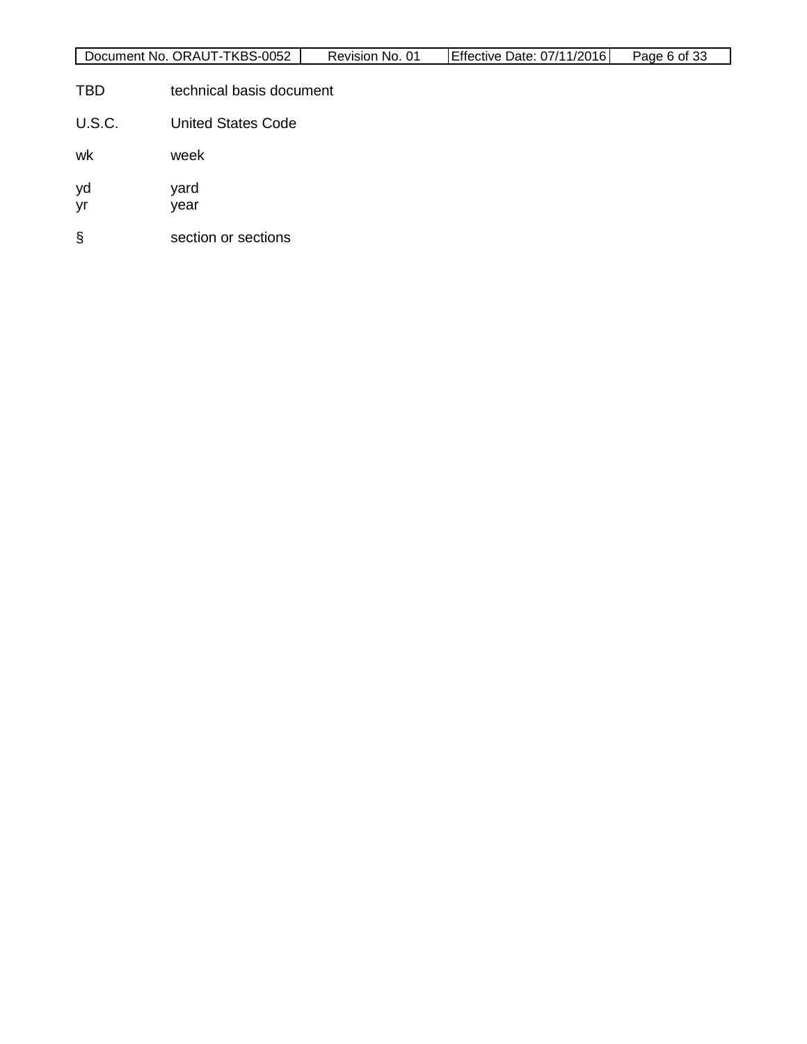TBD technical basis document

U.S.C. United States Code

wk week

yd yard
yr year

§ section or sections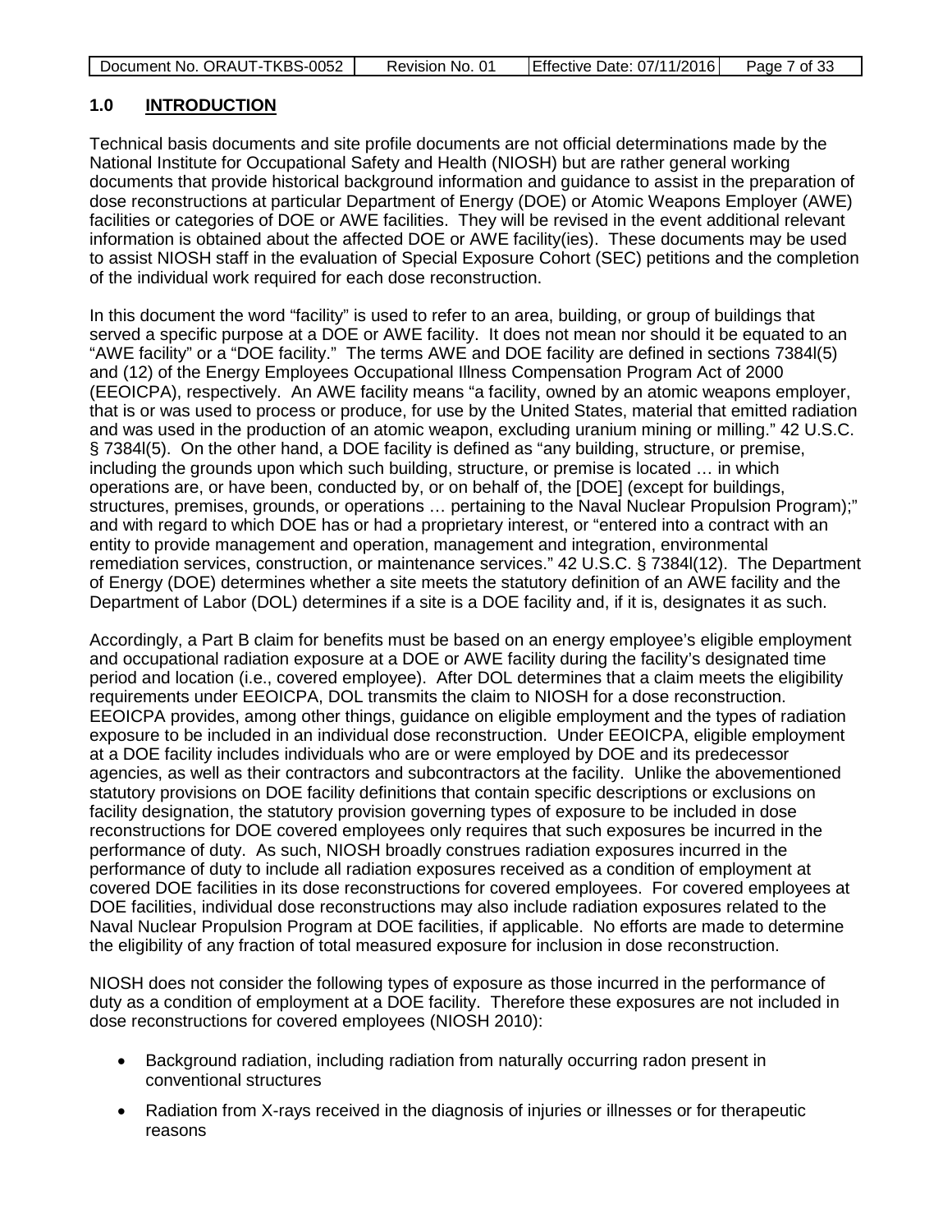## 1.0 INTRODUCTION

Technical basis documents and site profile documents are not official determinations made by the National Institute for Occupational Safety and Health (NIOSH) but are rather general working documents that provide historical background information and guidance to assist in the preparation of dose reconstructions at particular Department of Energy (DOE) or Atomic Weapons Employer (AWE) facilities or categories of DOE or AWE facilities. They will be revised in the event additional relevant information is obtained about the affected DOE or AWE facility(ies). These documents may be used to assist NIOSH staff in the evaluation of Special Exposure Cohort (SEC) petitions and the completion of the individual work required for each dose reconstruction.

In this document the word "facility" is used to refer to an area, building, or group of buildings that served a specific purpose at a DOE or AWE facility. It does not mean nor should it be equated to an "AWE facility" or a "DOE facility." The terms AWE and DOE facility are defined in sections 7384l(5) and (12) of the Energy Employees Occupational Illness Compensation Program Act of 2000 (EEOICPA), respectively. An AWE facility means "a facility, owned by an atomic weapons employer, that is or was used to process or produce, for use by the United States, material that emitted radiation and was used in the production of an atomic weapon, excluding uranium mining or milling." 42 U.S.C. § 7384l(5). On the other hand, a DOE facility is defined as "any building, structure, or premise, including the grounds upon which such building, structure, or premise is located … in which operations are, or have been, conducted by, or on behalf of, the [DOE] (except for buildings, structures, premises, grounds, or operations … pertaining to the Naval Nuclear Propulsion Program);" and with regard to which DOE has or had a proprietary interest, or "entered into a contract with an entity to provide management and operation, management and integration, environmental remediation services, construction, or maintenance services." 42 U.S.C. § 7384l(12). The Department of Energy (DOE) determines whether a site meets the statutory definition of an AWE facility and the Department of Labor (DOL) determines if a site is a DOE facility and, if it is, designates it as such.

Accordingly, a Part B claim for benefits must be based on an energy employee's eligible employment and occupational radiation exposure at a DOE or AWE facility during the facility's designated time period and location (i.e., covered employee). After DOL determines that a claim meets the eligibility requirements under EEOICPA, DOL transmits the claim to NIOSH for a dose reconstruction. EEOICPA provides, among other things, guidance on eligible employment and the types of radiation exposure to be included in an individual dose reconstruction. Under EEOICPA, eligible employment at a DOE facility includes individuals who are or were employed by DOE and its predecessor agencies, as well as their contractors and subcontractors at the facility. Unlike the abovementioned statutory provisions on DOE facility definitions that contain specific descriptions or exclusions on facility designation, the statutory provision governing types of exposure to be included in dose reconstructions for DOE covered employees only requires that such exposures be incurred in the performance of duty. As such, NIOSH broadly construes radiation exposures incurred in the performance of duty to include all radiation exposures received as a condition of employment at covered DOE facilities in its dose reconstructions for covered employees. For covered employees at DOE facilities, individual dose reconstructions may also include radiation exposures related to the Naval Nuclear Propulsion Program at DOE facilities, if applicable. No efforts are made to determine the eligibility of any fraction of total measured exposure for inclusion in dose reconstruction.

NIOSH does not consider the following types of exposure as those incurred in the performance of duty as a condition of employment at a DOE facility. Therefore these exposures are not included in dose reconstructions for covered employees (NIOSH 2010):

- Background radiation, including radiation from naturally occurring radon present in conventional structures
- Radiation from X-rays received in the diagnosis of injuries or illnesses or for therapeutic reasons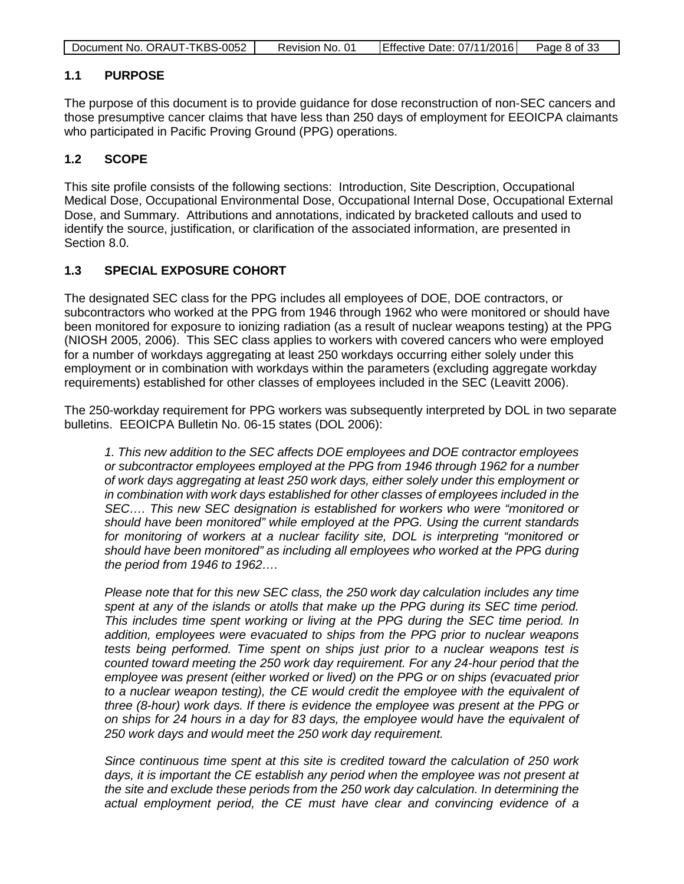### 1.1 PURPOSE

The purpose of this document is to provide guidance for dose reconstruction of non-SEC cancers and those presumptive cancer claims that have less than 250 days of employment for EEOICPA claimants who participated in Pacific Proving Ground (PPG) operations.

### 1.2 SCOPE

This site profile consists of the following sections: Introduction, Site Description, Occupational Medical Dose, Occupational Environmental Dose, Occupational Internal Dose, Occupational External Dose, and Summary. Attributions and annotations, indicated by bracketed callouts and used to identify the source, justification, or clarification of the associated information, are presented in Section 8.0.

### 1.3 SPECIAL EXPOSURE COHORT

The designated SEC class for the PPG includes all employees of DOE, DOE contractors, or subcontractors who worked at the PPG from 1946 through 1962 who were monitored or should have been monitored for exposure to ionizing radiation (as a result of nuclear weapons testing) at the PPG (NIOSH 2005, 2006). This SEC class applies to workers with covered cancers who were employed for a number of workdays aggregating at least 250 workdays occurring either solely under this employment or in combination with workdays within the parameters (excluding aggregate workday requirements) established for other classes of employees included in the SEC (Leavitt 2006).

The 250-workday requirement for PPG workers was subsequently interpreted by DOL in two separate bulletins. EEOICPA Bulletin No. 06-15 states (DOL 2006):

> *1. This new addition to the SEC affects DOE employees and DOE contractor employees or subcontractor employees employed at the PPG from 1946 through 1962 for a number of work days aggregating at least 250 work days, either solely under this employment or in combination with work days established for other classes of employees included in the SEC…. This new SEC designation is established for workers who were "monitored or should have been monitored" while employed at the PPG. Using the current standards for monitoring of workers at a nuclear facility site, DOL is interpreting "monitored or should have been monitored" as including all employees who worked at the PPG during the period from 1946 to 1962….*
>
> *Please note that for this new SEC class, the 250 work day calculation includes any time spent at any of the islands or atolls that make up the PPG during its SEC time period. This includes time spent working or living at the PPG during the SEC time period. In addition, employees were evacuated to ships from the PPG prior to nuclear weapons tests being performed. Time spent on ships just prior to a nuclear weapons test is counted toward meeting the 250 work day requirement. For any 24-hour period that the employee was present (either worked or lived) on the PPG or on ships (evacuated prior to a nuclear weapon testing), the CE would credit the employee with the equivalent of three (8-hour) work days. If there is evidence the employee was present at the PPG or on ships for 24 hours in a day for 83 days, the employee would have the equivalent of 250 work days and would meet the 250 work day requirement.*
>
> *Since continuous time spent at this site is credited toward the calculation of 250 work days, it is important the CE establish any period when the employee was not present at the site and exclude these periods from the 250 work day calculation. In determining the actual employment period, the CE must have clear and convincing evidence of a*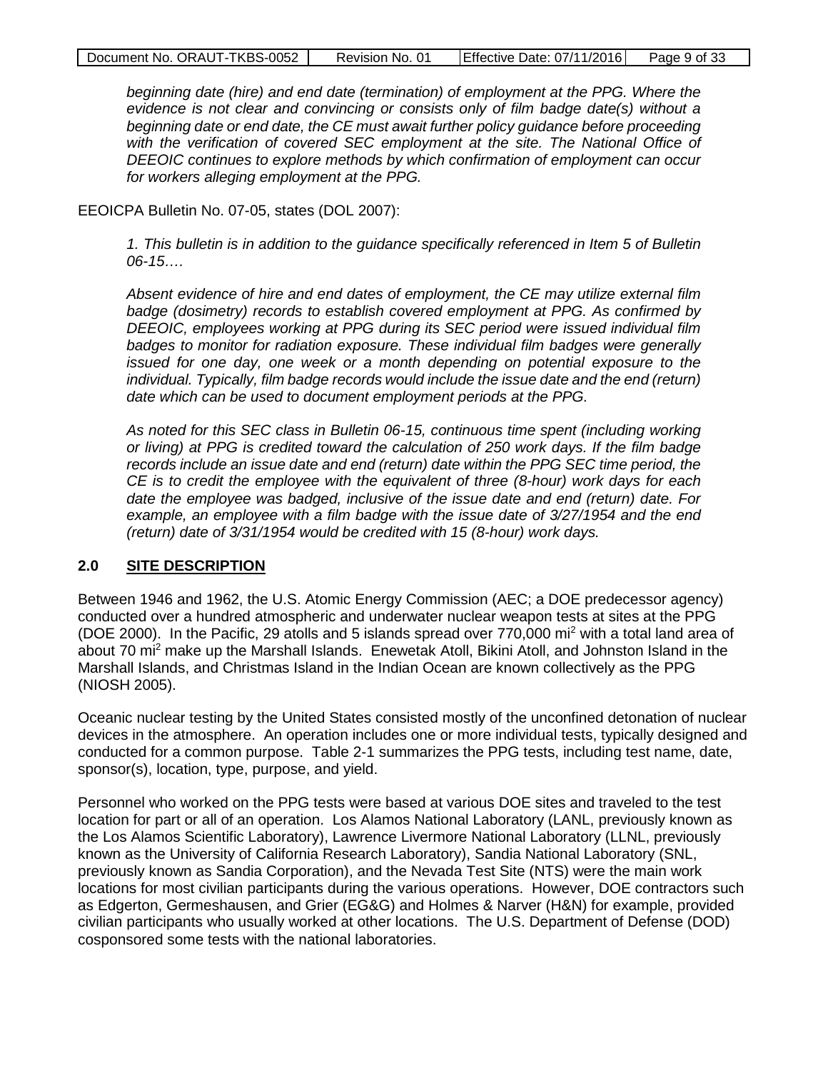*beginning date (hire) and end date (termination) of employment at the PPG. Where the evidence is not clear and convincing or consists only of film badge date(s) without a beginning date or end date, the CE must await further policy guidance before proceeding with the verification of covered SEC employment at the site. The National Office of DEEOIC continues to explore methods by which confirmation of employment can occur for workers alleging employment at the PPG.*

EEOICPA Bulletin No. 07-05, states (DOL 2007):

> *1. This bulletin is in addition to the guidance specifically referenced in Item 5 of Bulletin 06-15….*
>
> *Absent evidence of hire and end dates of employment, the CE may utilize external film badge (dosimetry) records to establish covered employment at PPG. As confirmed by DEEOIC, employees working at PPG during its SEC period were issued individual film badges to monitor for radiation exposure. These individual film badges were generally issued for one day, one week or a month depending on potential exposure to the individual. Typically, film badge records would include the issue date and the end (return) date which can be used to document employment periods at the PPG.*
>
> *As noted for this SEC class in Bulletin 06-15, continuous time spent (including working or living) at PPG is credited toward the calculation of 250 work days. If the film badge records include an issue date and end (return) date within the PPG SEC time period, the CE is to credit the employee with the equivalent of three (8-hour) work days for each date the employee was badged, inclusive of the issue date and end (return) date. For example, an employee with a film badge with the issue date of 3/27/1954 and the end (return) date of 3/31/1954 would be credited with 15 (8-hour) work days.*

## 2.0 SITE DESCRIPTION

Between 1946 and 1962, the U.S. Atomic Energy Commission (AEC; a DOE predecessor agency) conducted over a hundred atmospheric and underwater nuclear weapon tests at sites at the PPG (DOE 2000). In the Pacific, 29 atolls and 5 islands spread over 770,000 $mi^2$ with a total land area of about 70 $mi^2$ make up the Marshall Islands. Enewetak Atoll, Bikini Atoll, and Johnston Island in the Marshall Islands, and Christmas Island in the Indian Ocean are known collectively as the PPG (NIOSH 2005).

Oceanic nuclear testing by the United States consisted mostly of the unconfined detonation of nuclear devices in the atmosphere. An operation includes one or more individual tests, typically designed and conducted for a common purpose. Table 2-1 summarizes the PPG tests, including test name, date, sponsor(s), location, type, purpose, and yield.

Personnel who worked on the PPG tests were based at various DOE sites and traveled to the test location for part or all of an operation. Los Alamos National Laboratory (LANL, previously known as the Los Alamos Scientific Laboratory), Lawrence Livermore National Laboratory (LLNL, previously known as the University of California Research Laboratory), Sandia National Laboratory (SNL, previously known as Sandia Corporation), and the Nevada Test Site (NTS) were the main work locations for most civilian participants during the various operations. However, DOE contractors such as Edgerton, Germeshausen, and Grier (EG&G) and Holmes & Narver (H&N) for example, provided civilian participants who usually worked at other locations. The U.S. Department of Defense (DOD) cosponsored some tests with the national laboratories.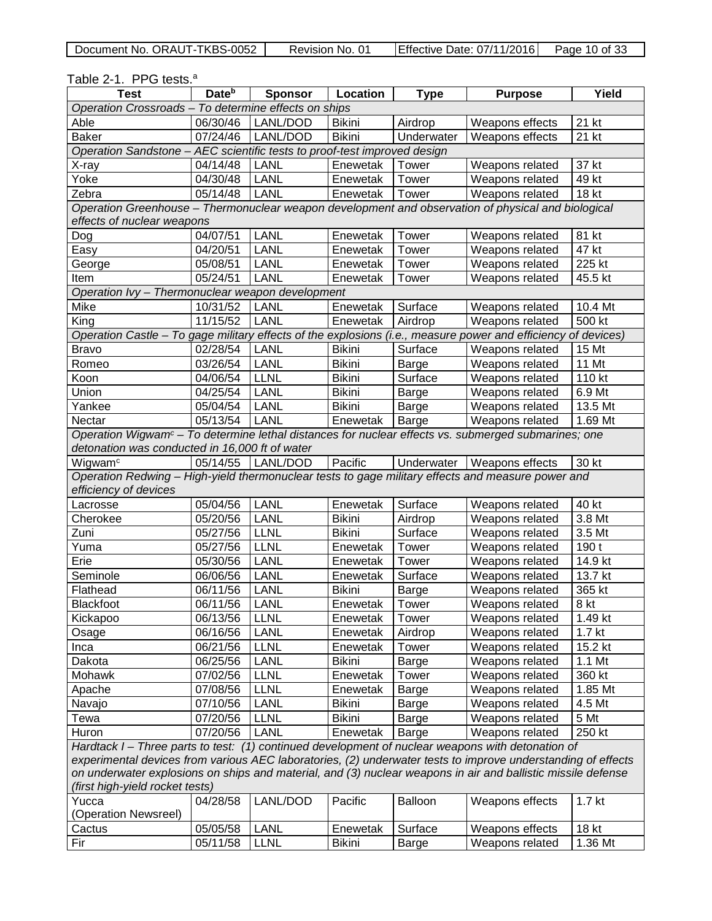Table 2-1. PPG tests.[a]

| Test | Date[b] | Sponsor | Location | Type | Purpose | Yield |
|---|---|---|---|---|---|---|
| *Operation Crossroads – To determine effects on ships* | | | | | | |
| Able | 06/30/46 | LANL/DOD | Bikini | Airdrop | Weapons effects | 21 kt |
| Baker | 07/24/46 | LANL/DOD | Bikini | Underwater | Weapons effects | 21 kt |
| *Operation Sandstone – AEC scientific tests to proof-test improved design* | | | | | | |
| X-ray | 04/14/48 | LANL | Enewetak | Tower | Weapons related | 37 kt |
| Yoke | 04/30/48 | LANL | Enewetak | Tower | Weapons related | 49 kt |
| Zebra | 05/14/48 | LANL | Enewetak | Tower | Weapons related | 18 kt |
| *Operation Greenhouse – Thermonuclear weapon development and observation of physical and biological effects of nuclear weapons* | | | | | | |
| Dog | 04/07/51 | LANL | Enewetak | Tower | Weapons related | 81 kt |
| Easy | 04/20/51 | LANL | Enewetak | Tower | Weapons related | 47 kt |
| George | 05/08/51 | LANL | Enewetak | Tower | Weapons related | 225 kt |
| Item | 05/24/51 | LANL | Enewetak | Tower | Weapons related | 45.5 kt |
| *Operation Ivy – Thermonuclear weapon development* | | | | | | |
| Mike | 10/31/52 | LANL | Enewetak | Surface | Weapons related | 10.4 Mt |
| King | 11/15/52 | LANL | Enewetak | Airdrop | Weapons related | 500 kt |
| *Operation Castle – To gage military effects of the explosions (i.e., measure power and efficiency of devices)* | | | | | | |
| Bravo | 02/28/54 | LANL | Bikini | Surface | Weapons related | 15 Mt |
| Romeo | 03/26/54 | LANL | Bikini | Barge | Weapons related | 11 Mt |
| Koon | 04/06/54 | LLNL | Bikini | Surface | Weapons related | 110 kt |
| Union | 04/25/54 | LANL | Bikini | Barge | Weapons related | 6.9 Mt |
| Yankee | 05/04/54 | LANL | Bikini | Barge | Weapons related | 13.5 Mt |
| Nectar | 05/13/54 | LANL | Enewetak | Barge | Weapons related | 1.69 Mt |
| *Operation Wigwam[c] – To determine lethal distances for nuclear effects vs. submerged submarines; one detonation was conducted in 16,000 ft of water* | | | | | | |
| Wigwam[c] | 05/14/55 | LANL/DOD | Pacific | Underwater | Weapons effects | 30 kt |
| *Operation Redwing – High-yield thermonuclear tests to gage military effects and measure power and efficiency of devices* | | | | | | |
| Lacrosse | 05/04/56 | LANL | Enewetak | Surface | Weapons related | 40 kt |
| Cherokee | 05/20/56 | LANL | Bikini | Airdrop | Weapons related | 3.8 Mt |
| Zuni | 05/27/56 | LLNL | Bikini | Surface | Weapons related | 3.5 Mt |
| Yuma | 05/27/56 | LLNL | Enewetak | Tower | Weapons related | 190 t |
| Erie | 05/30/56 | LANL | Enewetak | Tower | Weapons related | 14.9 kt |
| Seminole | 06/06/56 | LANL | Enewetak | Surface | Weapons related | 13.7 kt |
| Flathead | 06/11/56 | LANL | Bikini | Barge | Weapons related | 365 kt |
| Blackfoot | 06/11/56 | LANL | Enewetak | Tower | Weapons related | 8 kt |
| Kickapoo | 06/13/56 | LLNL | Enewetak | Tower | Weapons related | 1.49 kt |
| Osage | 06/16/56 | LANL | Enewetak | Airdrop | Weapons related | 1.7 kt |
| Inca | 06/21/56 | LLNL | Enewetak | Tower | Weapons related | 15.2 kt |
| Dakota | 06/25/56 | LANL | Bikini | Barge | Weapons related | 1.1 Mt |
| Mohawk | 07/02/56 | LLNL | Enewetak | Tower | Weapons related | 360 kt |
| Apache | 07/08/56 | LLNL | Enewetak | Barge | Weapons related | 1.85 Mt |
| Navajo | 07/10/56 | LANL | Bikini | Barge | Weapons related | 4.5 Mt |
| Tewa | 07/20/56 | LLNL | Bikini | Barge | Weapons related | 5 Mt |
| Huron | 07/20/56 | LANL | Enewetak | Barge | Weapons related | 250 kt |
| *Hardtack I – Three parts to test: (1) continued development of nuclear weapons with detonation of experimental devices from various AEC laboratories, (2) underwater tests to improve understanding of effects on underwater explosions on ships and material, and (3) nuclear weapons in air and ballistic missile defense (first high-yield rocket tests)* | | | | | | |
| Yucca (Operation Newsreel) | 04/28/58 | LANL/DOD | Pacific | Balloon | Weapons effects | 1.7 kt |
| Cactus | 05/05/58 | LANL | Enewetak | Surface | Weapons effects | 18 kt |
| Fir | 05/11/58 | LLNL | Bikini | Barge | Weapons related | 1.36 Mt |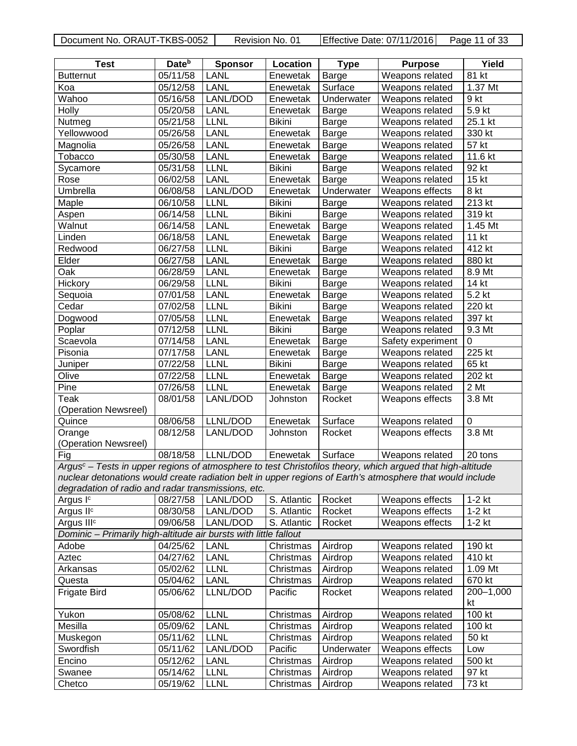| Test | Date[b] | Sponsor | Location | Type | Purpose | Yield |
|---|---|---|---|---|---|---|
| Butternut | 05/11/58 | LANL | Enewetak | Barge | Weapons related | 81 kt |
| Koa | 05/12/58 | LANL | Enewetak | Surface | Weapons related | 1.37 Mt |
| Wahoo | 05/16/58 | LANL/DOD | Enewetak | Underwater | Weapons related | 9 kt |
| Holly | 05/20/58 | LANL | Enewetak | Barge | Weapons related | 5.9 kt |
| Nutmeg | 05/21/58 | LLNL | Bikini | Barge | Weapons related | 25.1 kt |
| Yellowwood | 05/26/58 | LANL | Enewetak | Barge | Weapons related | 330 kt |
| Magnolia | 05/26/58 | LANL | Enewetak | Barge | Weapons related | 57 kt |
| Tobacco | 05/30/58 | LANL | Enewetak | Barge | Weapons related | 11.6 kt |
| Sycamore | 05/31/58 | LLNL | Bikini | Barge | Weapons related | 92 kt |
| Rose | 06/02/58 | LANL | Enewetak | Barge | Weapons related | 15 kt |
| Umbrella | 06/08/58 | LANL/DOD | Enewetak | Underwater | Weapons effects | 8 kt |
| Maple | 06/10/58 | LLNL | Bikini | Barge | Weapons related | 213 kt |
| Aspen | 06/14/58 | LLNL | Bikini | Barge | Weapons related | 319 kt |
| Walnut | 06/14/58 | LANL | Enewetak | Barge | Weapons related | 1.45 Mt |
| Linden | 06/18/58 | LANL | Enewetak | Barge | Weapons related | 11 kt |
| Redwood | 06/27/58 | LLNL | Bikini | Barge | Weapons related | 412 kt |
| Elder | 06/27/58 | LANL | Enewetak | Barge | Weapons related | 880 kt |
| Oak | 06/28/59 | LANL | Enewetak | Barge | Weapons related | 8.9 Mt |
| Hickory | 06/29/58 | LLNL | Bikini | Barge | Weapons related | 14 kt |
| Sequoia | 07/01/58 | LANL | Enewetak | Barge | Weapons related | 5.2 kt |
| Cedar | 07/02/58 | LLNL | Bikini | Barge | Weapons related | 220 kt |
| Dogwood | 07/05/58 | LLNL | Enewetak | Barge | Weapons related | 397 kt |
| Poplar | 07/12/58 | LLNL | Bikini | Barge | Weapons related | 9.3 Mt |
| Scaevola | 07/14/58 | LANL | Enewetak | Barge | Safety experiment | 0 |
| Pisonia | 07/17/58 | LANL | Enewetak | Barge | Weapons related | 225 kt |
| Juniper | 07/22/58 | LLNL | Bikini | Barge | Weapons related | 65 kt |
| Olive | 07/22/58 | LLNL | Enewetak | Barge | Weapons related | 202 kt |
| Pine | 07/26/58 | LLNL | Enewetak | Barge | Weapons related | 2 Mt |
| Teak (Operation Newsreel) | 08/01/58 | LANL/DOD | Johnston | Rocket | Weapons effects | 3.8 Mt |
| Quince | 08/06/58 | LLNL/DOD | Enewetak | Surface | Weapons related | 0 |
| Orange (Operation Newsreel) | 08/12/58 | LANL/DOD | Johnston | Rocket | Weapons effects | 3.8 Mt |
| Fig | 08/18/58 | LLNL/DOD | Enewetak | Surface | Weapons related | 20 tons |
| *Argus[c] – Tests in upper regions of atmosphere to test Christofilos theory, which argued that high-altitude nuclear detonations would create radiation belt in upper regions of Earth's atmosphere that would include degradation of radio and radar transmissions, etc.* | | | | | | |
| Argus I[c] | 08/27/58 | LANL/DOD | S. Atlantic | Rocket | Weapons effects | 1-2 kt |
| Argus II[c] | 08/30/58 | LANL/DOD | S. Atlantic | Rocket | Weapons effects | 1-2 kt |
| Argus III[c] | 09/06/58 | LANL/DOD | S. Atlantic | Rocket | Weapons effects | 1-2 kt |
| *Dominic – Primarily high-altitude air bursts with little fallout* | | | | | | |
| Adobe | 04/25/62 | LANL | Christmas | Airdrop | Weapons related | 190 kt |
| Aztec | 04/27/62 | LANL | Christmas | Airdrop | Weapons related | 410 kt |
| Arkansas | 05/02/62 | LLNL | Christmas | Airdrop | Weapons related | 1.09 Mt |
| Questa | 05/04/62 | LANL | Christmas | Airdrop | Weapons related | 670 kt |
| Frigate Bird | 05/06/62 | LLNL/DOD | Pacific | Rocket | Weapons related | 200–1,000 kt |
| Yukon | 05/08/62 | LLNL | Christmas | Airdrop | Weapons related | 100 kt |
| Mesilla | 05/09/62 | LANL | Christmas | Airdrop | Weapons related | 100 kt |
| Muskegon | 05/11/62 | LLNL | Christmas | Airdrop | Weapons related | 50 kt |
| Swordfish | 05/11/62 | LANL/DOD | Pacific | Underwater | Weapons effects | Low |
| Encino | 05/12/62 | LANL | Christmas | Airdrop | Weapons related | 500 kt |
| Swanee | 05/14/62 | LLNL | Christmas | Airdrop | Weapons related | 97 kt |
| Chetco | 05/19/62 | LLNL | Christmas | Airdrop | Weapons related | 73 kt |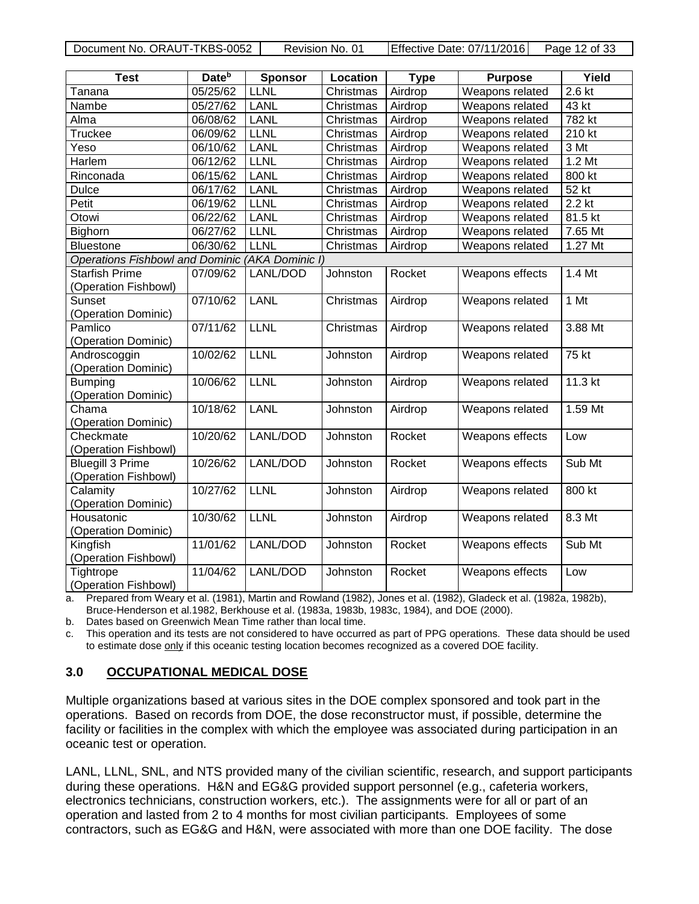| Test | Date[b] | Sponsor | Location | Type | Purpose | Yield |
|---|---|---|---|---|---|---|
| Tanana | 05/25/62 | LLNL | Christmas | Airdrop | Weapons related | 2.6 kt |
| Nambe | 05/27/62 | LANL | Christmas | Airdrop | Weapons related | 43 kt |
| Alma | 06/08/62 | LANL | Christmas | Airdrop | Weapons related | 782 kt |
| Truckee | 06/09/62 | LLNL | Christmas | Airdrop | Weapons related | 210 kt |
| Yeso | 06/10/62 | LANL | Christmas | Airdrop | Weapons related | 3 Mt |
| Harlem | 06/12/62 | LLNL | Christmas | Airdrop | Weapons related | 1.2 Mt |
| Rinconada | 06/15/62 | LANL | Christmas | Airdrop | Weapons related | 800 kt |
| Dulce | 06/17/62 | LANL | Christmas | Airdrop | Weapons related | 52 kt |
| Petit | 06/19/62 | LLNL | Christmas | Airdrop | Weapons related | 2.2 kt |
| Otowi | 06/22/62 | LANL | Christmas | Airdrop | Weapons related | 81.5 kt |
| Bighorn | 06/27/62 | LLNL | Christmas | Airdrop | Weapons related | 7.65 Mt |
| Bluestone | 06/30/62 | LLNL | Christmas | Airdrop | Weapons related | 1.27 Mt |
| *Operations Fishbowl and Dominic (AKA Dominic I)* | | | | | | |
| Starfish Prime (Operation Fishbowl) | 07/09/62 | LANL/DOD | Johnston | Rocket | Weapons effects | 1.4 Mt |
| Sunset (Operation Dominic) | 07/10/62 | LANL | Christmas | Airdrop | Weapons related | 1 Mt |
| Pamlico (Operation Dominic) | 07/11/62 | LLNL | Christmas | Airdrop | Weapons related | 3.88 Mt |
| Androscoggin (Operation Dominic) | 10/02/62 | LLNL | Johnston | Airdrop | Weapons related | 75 kt |
| Bumping (Operation Dominic) | 10/06/62 | LLNL | Johnston | Airdrop | Weapons related | 11.3 kt |
| Chama (Operation Dominic) | 10/18/62 | LANL | Johnston | Airdrop | Weapons related | 1.59 Mt |
| Checkmate (Operation Fishbowl) | 10/20/62 | LANL/DOD | Johnston | Rocket | Weapons effects | Low |
| Bluegill 3 Prime (Operation Fishbowl) | 10/26/62 | LANL/DOD | Johnston | Rocket | Weapons effects | Sub Mt |
| Calamity (Operation Dominic) | 10/27/62 | LLNL | Johnston | Airdrop | Weapons related | 800 kt |
| Housatonic (Operation Dominic) | 10/30/62 | LLNL | Johnston | Airdrop | Weapons related | 8.3 Mt |
| Kingfish (Operation Fishbowl) | 11/01/62 | LANL/DOD | Johnston | Rocket | Weapons effects | Sub Mt |
| Tightrope (Operation Fishbowl) | 11/04/62 | LANL/DOD | Johnston | Rocket | Weapons effects | Low |

a. Prepared from Weary et al. (1981), Martin and Rowland (1982), Jones et al. (1982), Gladeck et al. (1982a, 1982b), Bruce-Henderson et al.1982, Berkhouse et al. (1983a, 1983b, 1983c, 1984), and DOE (2000).

b. Dates based on Greenwich Mean Time rather than local time.

c. This operation and its tests are not considered to have occurred as part of PPG operations. These data should be used to estimate dose only if this oceanic testing location becomes recognized as a covered DOE facility.

## 3.0 OCCUPATIONAL MEDICAL DOSE

Multiple organizations based at various sites in the DOE complex sponsored and took part in the operations. Based on records from DOE, the dose reconstructor must, if possible, determine the facility or facilities in the complex with which the employee was associated during participation in an oceanic test or operation.

LANL, LLNL, SNL, and NTS provided many of the civilian scientific, research, and support participants during these operations. H&N and EG&G provided support personnel (e.g., cafeteria workers, electronics technicians, construction workers, etc.). The assignments were for all or part of an operation and lasted from 2 to 4 months for most civilian participants. Employees of some contractors, such as EG&G and H&N, were associated with more than one DOE facility. The dose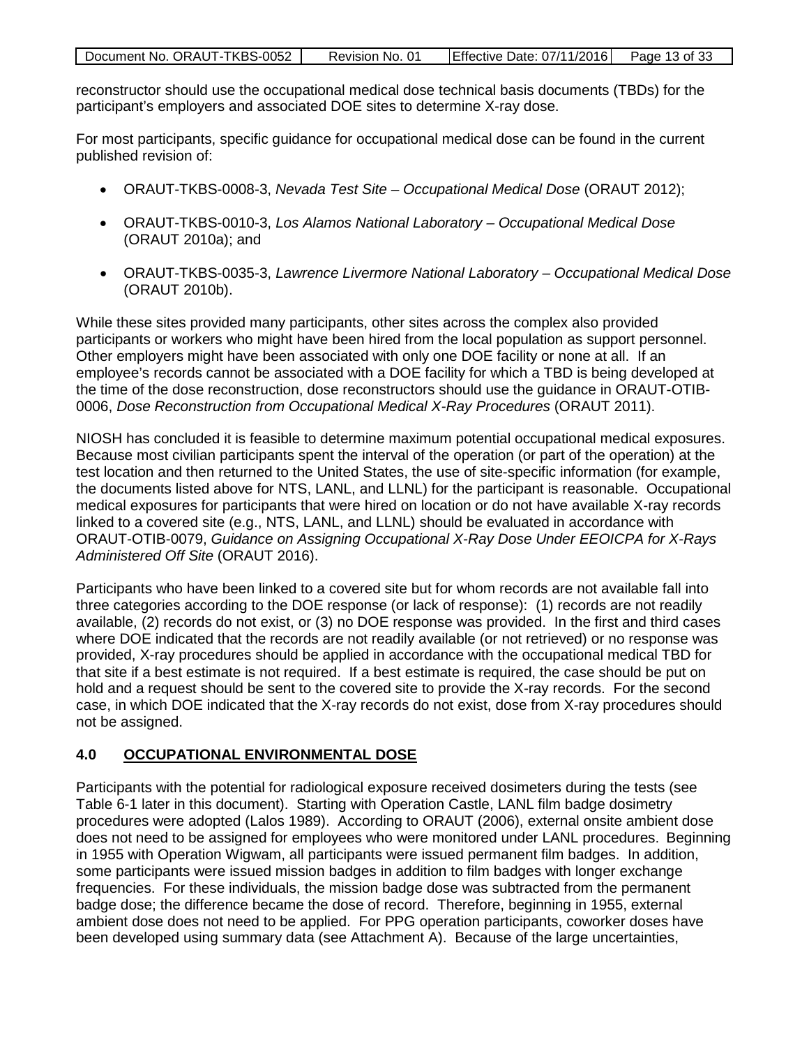reconstructor should use the occupational medical dose technical basis documents (TBDs) for the participant's employers and associated DOE sites to determine X-ray dose.

For most participants, specific guidance for occupational medical dose can be found in the current published revision of:

- ORAUT-TKBS-0008-3, *Nevada Test Site – Occupational Medical Dose* (ORAUT 2012);
- ORAUT-TKBS-0010-3, *Los Alamos National Laboratory – Occupational Medical Dose* (ORAUT 2010a); and
- ORAUT-TKBS-0035-3, *Lawrence Livermore National Laboratory – Occupational Medical Dose* (ORAUT 2010b).

While these sites provided many participants, other sites across the complex also provided participants or workers who might have been hired from the local population as support personnel. Other employers might have been associated with only one DOE facility or none at all. If an employee's records cannot be associated with a DOE facility for which a TBD is being developed at the time of the dose reconstruction, dose reconstructors should use the guidance in ORAUT-OTIB-0006, *Dose Reconstruction from Occupational Medical X-Ray Procedures* (ORAUT 2011).

NIOSH has concluded it is feasible to determine maximum potential occupational medical exposures. Because most civilian participants spent the interval of the operation (or part of the operation) at the test location and then returned to the United States, the use of site-specific information (for example, the documents listed above for NTS, LANL, and LLNL) for the participant is reasonable. Occupational medical exposures for participants that were hired on location or do not have available X-ray records linked to a covered site (e.g., NTS, LANL, and LLNL) should be evaluated in accordance with ORAUT-OTIB-0079, *Guidance on Assigning Occupational X-Ray Dose Under EEOICPA for X-Rays Administered Off Site* (ORAUT 2016).

Participants who have been linked to a covered site but for whom records are not available fall into three categories according to the DOE response (or lack of response): (1) records are not readily available, (2) records do not exist, or (3) no DOE response was provided. In the first and third cases where DOE indicated that the records are not readily available (or not retrieved) or no response was provided, X-ray procedures should be applied in accordance with the occupational medical TBD for that site if a best estimate is not required. If a best estimate is required, the case should be put on hold and a request should be sent to the covered site to provide the X-ray records. For the second case, in which DOE indicated that the X-ray records do not exist, dose from X-ray procedures should not be assigned.

## 4.0 OCCUPATIONAL ENVIRONMENTAL DOSE

Participants with the potential for radiological exposure received dosimeters during the tests (see Table 6-1 later in this document). Starting with Operation Castle, LANL film badge dosimetry procedures were adopted (Lalos 1989). According to ORAUT (2006), external onsite ambient dose does not need to be assigned for employees who were monitored under LANL procedures. Beginning in 1955 with Operation Wigwam, all participants were issued permanent film badges. In addition, some participants were issued mission badges in addition to film badges with longer exchange frequencies. For these individuals, the mission badge dose was subtracted from the permanent badge dose; the difference became the dose of record. Therefore, beginning in 1955, external ambient dose does not need to be applied. For PPG operation participants, coworker doses have been developed using summary data (see Attachment A). Because of the large uncertainties,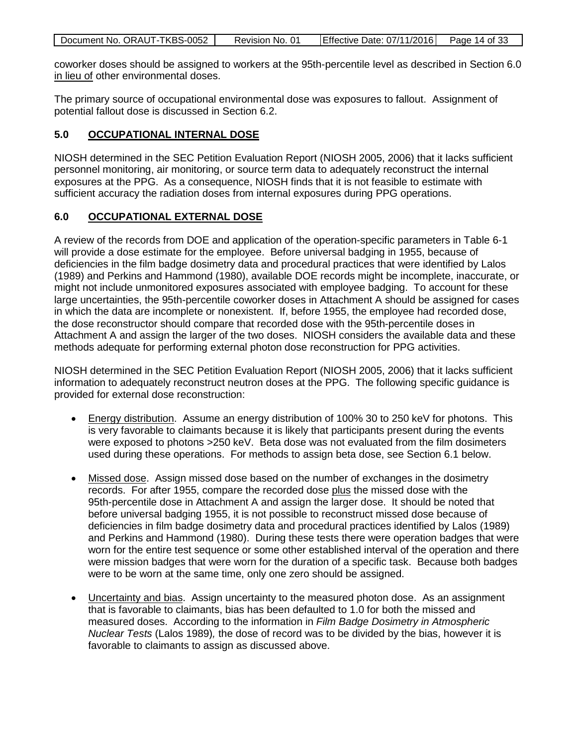coworker doses should be assigned to workers at the 95th-percentile level as described in Section 6.0 in lieu of other environmental doses.

The primary source of occupational environmental dose was exposures to fallout. Assignment of potential fallout dose is discussed in Section 6.2.

## 5.0 OCCUPATIONAL INTERNAL DOSE

NIOSH determined in the SEC Petition Evaluation Report (NIOSH 2005, 2006) that it lacks sufficient personnel monitoring, air monitoring, or source term data to adequately reconstruct the internal exposures at the PPG. As a consequence, NIOSH finds that it is not feasible to estimate with sufficient accuracy the radiation doses from internal exposures during PPG operations.

## 6.0 OCCUPATIONAL EXTERNAL DOSE

A review of the records from DOE and application of the operation-specific parameters in Table 6-1 will provide a dose estimate for the employee. Before universal badging in 1955, because of deficiencies in the film badge dosimetry data and procedural practices that were identified by Lalos (1989) and Perkins and Hammond (1980), available DOE records might be incomplete, inaccurate, or might not include unmonitored exposures associated with employee badging. To account for these large uncertainties, the 95th-percentile coworker doses in Attachment A should be assigned for cases in which the data are incomplete or nonexistent. If, before 1955, the employee had recorded dose, the dose reconstructor should compare that recorded dose with the 95th-percentile doses in Attachment A and assign the larger of the two doses. NIOSH considers the available data and these methods adequate for performing external photon dose reconstruction for PPG activities.

NIOSH determined in the SEC Petition Evaluation Report (NIOSH 2005, 2006) that it lacks sufficient information to adequately reconstruct neutron doses at the PPG. The following specific guidance is provided for external dose reconstruction:

- Energy distribution. Assume an energy distribution of 100% 30 to 250 keV for photons. This is very favorable to claimants because it is likely that participants present during the events were exposed to photons >250 keV. Beta dose was not evaluated from the film dosimeters used during these operations. For methods to assign beta dose, see Section 6.1 below.
- Missed dose. Assign missed dose based on the number of exchanges in the dosimetry records. For after 1955, compare the recorded dose plus the missed dose with the 95th-percentile dose in Attachment A and assign the larger dose. It should be noted that before universal badging 1955, it is not possible to reconstruct missed dose because of deficiencies in film badge dosimetry data and procedural practices identified by Lalos (1989) and Perkins and Hammond (1980). During these tests there were operation badges that were worn for the entire test sequence or some other established interval of the operation and there were mission badges that were worn for the duration of a specific task. Because both badges were to be worn at the same time, only one zero should be assigned.
- Uncertainty and bias. Assign uncertainty to the measured photon dose. As an assignment that is favorable to claimants, bias has been defaulted to 1.0 for both the missed and measured doses. According to the information in *Film Badge Dosimetry in Atmospheric Nuclear Tests* (Lalos 1989), the dose of record was to be divided by the bias, however it is favorable to claimants to assign as discussed above.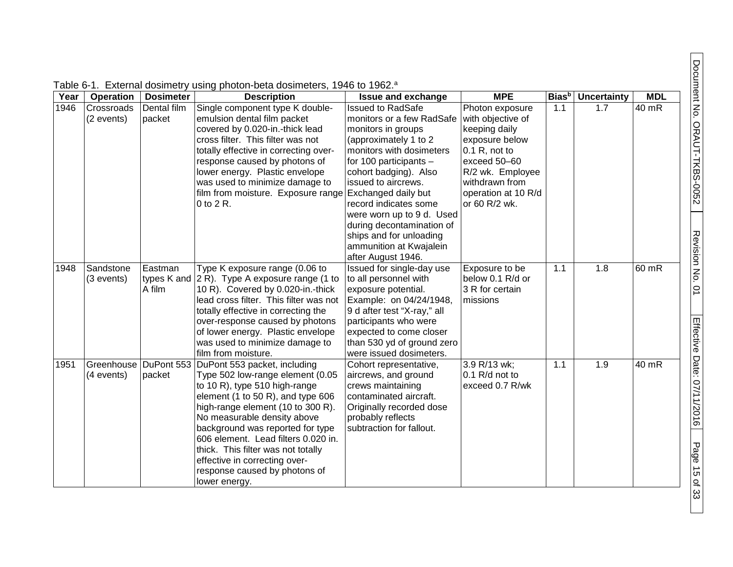Table 6-1. External dosimetry using photon-beta dosimeters, 1946 to 1962.[a]

| Year | Operation | Dosimeter | Description | Issue and exchange | MPE | Bias[b] | Uncertainty | MDL |
|---|---|---|---|---|---|---|---|---|
| 1946 | Crossroads (2 events) | Dental film packet | Single component type K double-emulsion dental film packet covered by 0.020-in.-thick lead cross filter. This filter was not totally effective in correcting over-response caused by photons of lower energy. Plastic envelope was used to minimize damage to film from moisture. Exposure range 0 to 2 R. | Issued to RadSafe monitors or a few RadSafe monitors in groups (approximately 1 to 2 monitors with dosimeters for 100 participants – cohort badging). Also issued to aircrews. Exchanged daily but record indicates some were worn up to 9 d. Used during decontamination of ships and for unloading ammunition at Kwajalein after August 1946. | Photon exposure with objective of keeping daily exposure below 0.1 R, not to exceed 50–60 R/2 wk. Employee withdrawn from operation at 10 R/d or 60 R/2 wk. | 1.1 | 1.7 | 40 mR |
| 1948 | Sandstone (3 events) | Eastman types K and A film | Type K exposure range (0.06 to 2 R). Type A exposure range (1 to 10 R). Covered by 0.020-in.-thick lead cross filter. This filter was not totally effective in correcting the over-response caused by photons of lower energy. Plastic envelope was used to minimize damage to film from moisture. | Issued for single-day use to all personnel with exposure potential. Example: on 04/24/1948, 9 d after test "X-ray," all participants who were expected to come closer than 530 yd of ground zero were issued dosimeters. | Exposure to be below 0.1 R/d or 3 R for certain missions | 1.1 | 1.8 | 60 mR |
| 1951 | Greenhouse (4 events) | DuPont 553 packet | DuPont 553 packet, including Type 502 low-range element (0.05 to 10 R), type 510 high-range element (1 to 50 R), and type 606 high-range element (10 to 300 R). No measurable density above background was reported for type 606 element. Lead filters 0.020 in. thick. This filter was not totally effective in correcting over-response caused by photons of lower energy. | Cohort representative, aircrews, and ground crews maintaining contaminated aircraft. Originally recorded dose probably reflects subtraction for fallout. | 3.9 R/13 wk; 0.1 R/d not to exceed 0.7 R/wk | 1.1 | 1.9 | 40 mR |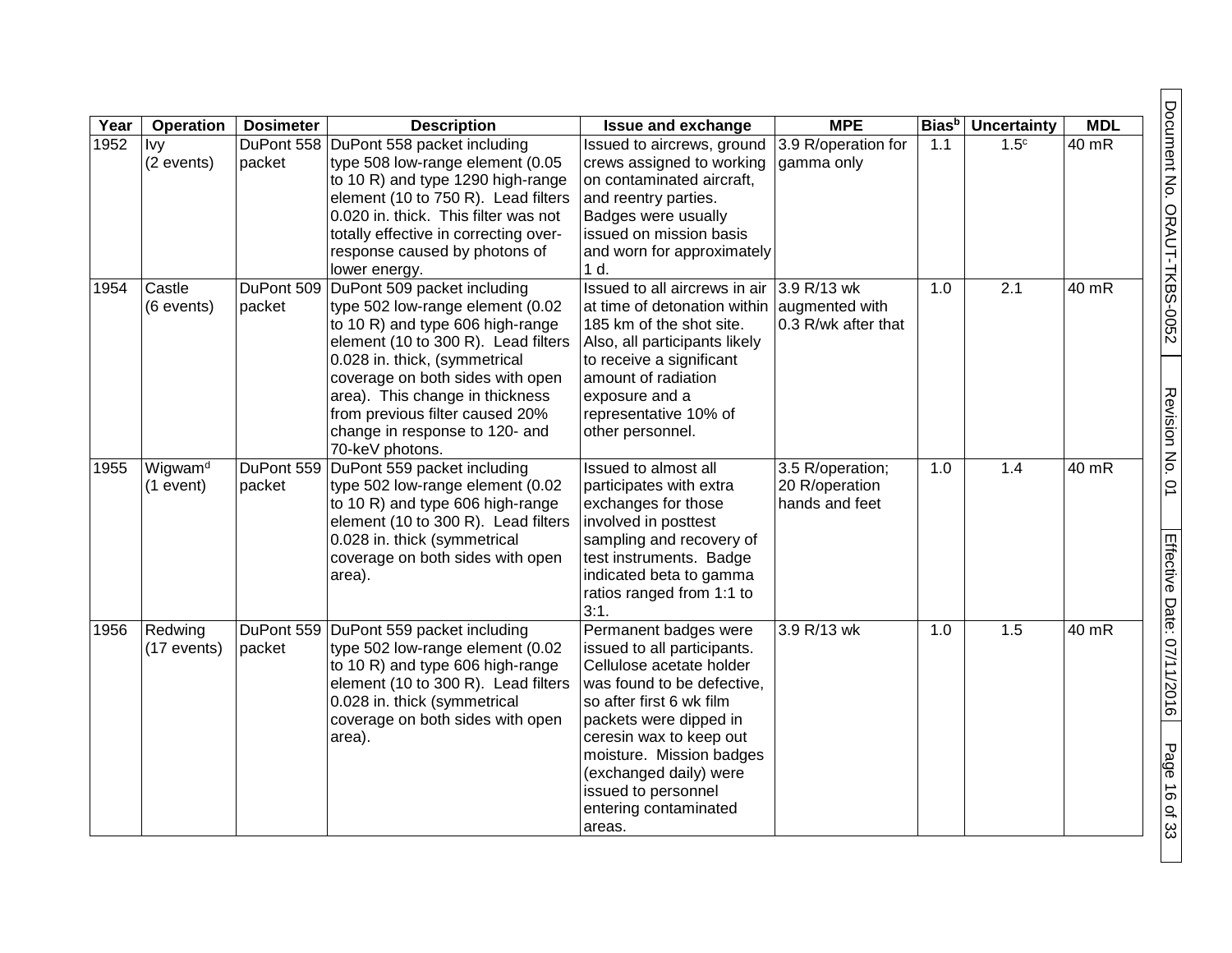| Year | Operation | Dosimeter | Description | Issue and exchange | MPE | Bias[b] | Uncertainty | MDL |
|---|---|---|---|---|---|---|---|---|
| 1952 | Ivy (2 events) | DuPont 558 packet | DuPont 558 packet including type 508 low-range element (0.05 to 10 R) and type 1290 high-range element (10 to 750 R). Lead filters 0.020 in. thick. This filter was not totally effective in correcting over-response caused by photons of lower energy. | Issued to aircrews, ground crews assigned to working on contaminated aircraft, and reentry parties. Badges were usually issued on mission basis and worn for approximately 1 d. | 3.9 R/operation for gamma only | 1.1 | 1.5[c] | 40 mR |
| 1954 | Castle (6 events) | DuPont 509 packet | DuPont 509 packet including type 502 low-range element (0.02 to 10 R) and type 606 high-range element (10 to 300 R). Lead filters 0.028 in. thick, (symmetrical coverage on both sides with open area). This change in thickness from previous filter caused 20% change in response to 120- and 70-keV photons. | Issued to all aircrews in air at time of detonation within 185 km of the shot site. Also, all participants likely to receive a significant amount of radiation exposure and a representative 10% of other personnel. | 3.9 R/13 wk augmented with 0.3 R/wk after that | 1.0 | 2.1 | 40 mR |
| 1955 | Wigwam[d] (1 event) | DuPont 559 packet | DuPont 559 packet including type 502 low-range element (0.02 to 10 R) and type 606 high-range element (10 to 300 R). Lead filters 0.028 in. thick (symmetrical coverage on both sides with open area). | Issued to almost all participates with extra exchanges for those involved in posttest sampling and recovery of test instruments. Badge indicated beta to gamma ratios ranged from 1:1 to 3:1. | 3.5 R/operation; 20 R/operation hands and feet | 1.0 | 1.4 | 40 mR |
| 1956 | Redwing (17 events) | DuPont 559 packet | DuPont 559 packet including type 502 low-range element (0.02 to 10 R) and type 606 high-range element (10 to 300 R). Lead filters 0.028 in. thick (symmetrical coverage on both sides with open area). | Permanent badges were issued to all participants. Cellulose acetate holder was found to be defective, so after first 6 wk film packets were dipped in ceresin wax to keep out moisture. Mission badges (exchanged daily) were issued to personnel entering contaminated areas. | 3.9 R/13 wk | 1.0 | 1.5 | 40 mR |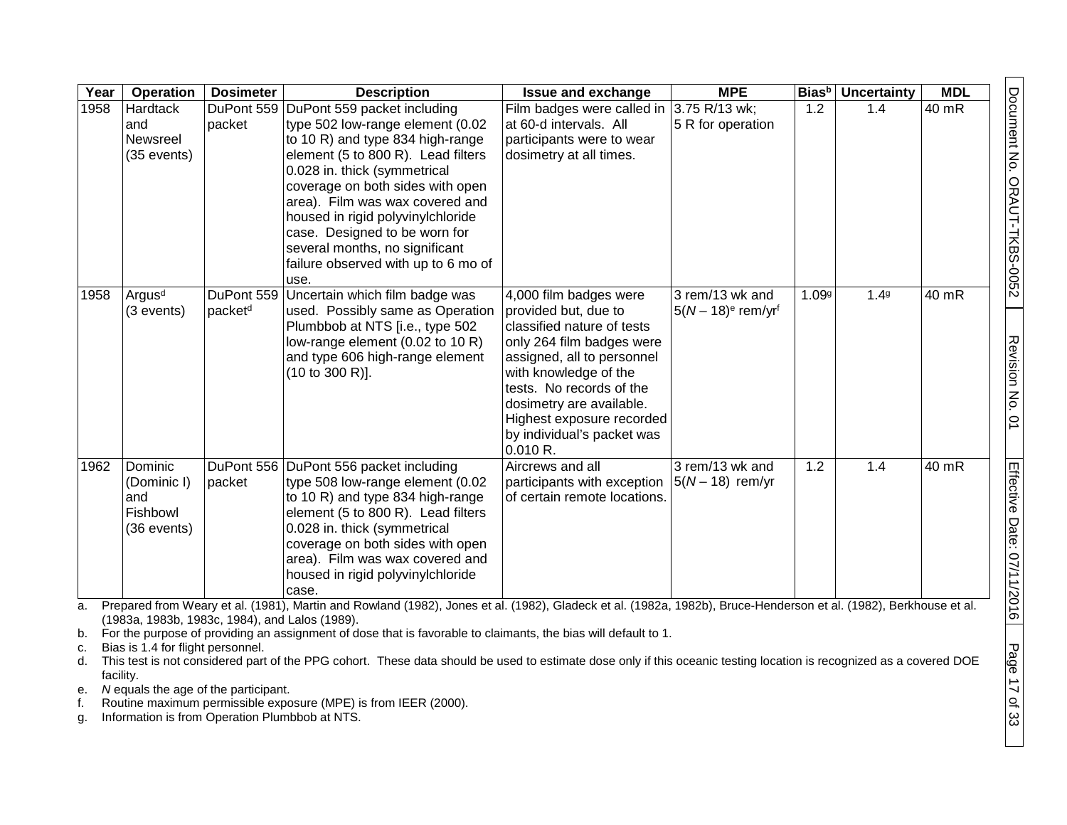| Year | Operation | Dosimeter | Description | Issue and exchange | MPE | Bias[b] | Uncertainty | MDL |
|---|---|---|---|---|---|---|---|---|
| 1958 | Hardtack and Newsreel (35 events) | DuPont 559 packet | DuPont 559 packet including type 502 low-range element (0.02 to 10 R) and type 834 high-range element (5 to 800 R). Lead filters 0.028 in. thick (symmetrical coverage on both sides with open area). Film was wax covered and housed in rigid polyvinylchloride case. Designed to be worn for several months, no significant failure observed with up to 6 mo of use. | Film badges were called in at 60-d intervals. All participants were to wear dosimetry at all times. | 3.75 R/13 wk; 5 R for operation | 1.2 | 1.4 | 40 mR |
| 1958 | Argus[d] (3 events) | DuPont 559 packet[d] | Uncertain which film badge was used. Possibly same as Operation Plumbbob at NTS [i.e., type 502 low-range element (0.02 to 10 R) and type 606 high-range element (10 to 300 R)]. | 4,000 film badges were provided but, due to classified nature of tests only 264 film badges were assigned, all to personnel with knowledge of the tests. No records of the dosimetry are available. Highest exposure recorded by individual's packet was 0.010 R. | 3 rem/13 wk and $5(N-18)$[e] rem/yr[f] | 1.09[g] | 1.4[g] | 40 mR |
| 1962 | Dominic (Dominic I) and Fishbowl (36 events) | DuPont 556 packet | DuPont 556 packet including type 508 low-range element (0.02 to 10 R) and type 834 high-range element (5 to 800 R). Lead filters 0.028 in. thick (symmetrical coverage on both sides with open area). Film was wax covered and housed in rigid polyvinylchloride case. | Aircrews and all participants with exception of certain remote locations. | 3 rem/13 wk and $5(N-18)$ rem/yr | 1.2 | 1.4 | 40 mR |

a. Prepared from Weary et al. (1981), Martin and Rowland (1982), Jones et al. (1982), Gladeck et al. (1982a, 1982b), Bruce-Henderson et al. (1982), Berkhouse et al. (1983a, 1983b, 1983c, 1984), and Lalos (1989).

b. For the purpose of providing an assignment of dose that is favorable to claimants, the bias will default to 1.

c. Bias is 1.4 for flight personnel.

d. This test is not considered part of the PPG cohort. These data should be used to estimate dose only if this oceanic testing location is recognized as a covered DOE facility.

e. *N* equals the age of the participant.

f. Routine maximum permissible exposure (MPE) is from IEER (2000).

g. Information is from Operation Plumbbob at NTS.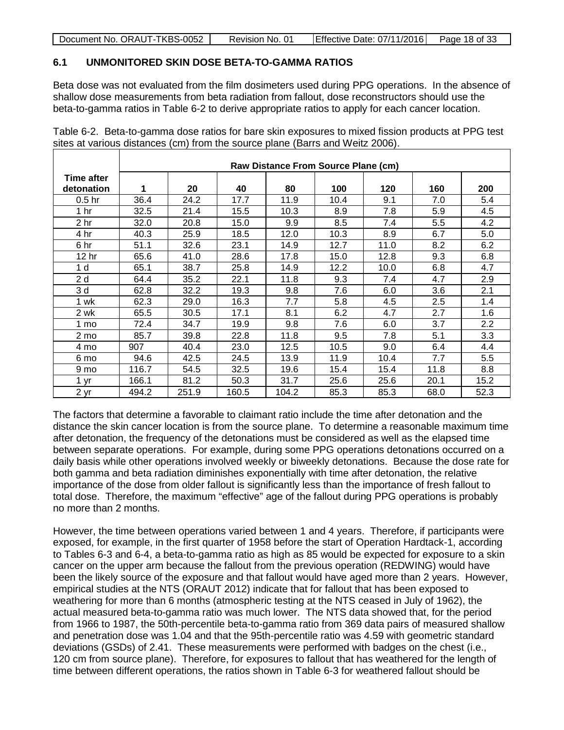## 6.1 UNMONITORED SKIN DOSE BETA-TO-GAMMA RATIOS

Beta dose was not evaluated from the film dosimeters used during PPG operations. In the absence of shallow dose measurements from beta radiation from fallout, dose reconstructors should use the beta-to-gamma ratios in Table 6-2 to derive appropriate ratios to apply for each cancer location.

Table 6-2. Beta-to-gamma dose ratios for bare skin exposures to mixed fission products at PPG test sites at various distances (cm) from the source plane (Barrs and Weitz 2006).

| Time after detonation | Raw Distance From Source Plane (cm) | | | | | | | |
|---|---|---|---|---|---|---|---|---|
| | **1** | **20** | **40** | **80** | **100** | **120** | **160** | **200** |
| 0.5 hr | 36.4 | 24.2 | 17.7 | 11.9 | 10.4 | 9.1 | 7.0 | 5.4 |
| 1 hr | 32.5 | 21.4 | 15.5 | 10.3 | 8.9 | 7.8 | 5.9 | 4.5 |
| 2 hr | 32.0 | 20.8 | 15.0 | 9.9 | 8.5 | 7.4 | 5.5 | 4.2 |
| 4 hr | 40.3 | 25.9 | 18.5 | 12.0 | 10.3 | 8.9 | 6.7 | 5.0 |
| 6 hr | 51.1 | 32.6 | 23.1 | 14.9 | 12.7 | 11.0 | 8.2 | 6.2 |
| 12 hr | 65.6 | 41.0 | 28.6 | 17.8 | 15.0 | 12.8 | 9.3 | 6.8 |
| 1 d | 65.1 | 38.7 | 25.8 | 14.9 | 12.2 | 10.0 | 6.8 | 4.7 |
| 2 d | 64.4 | 35.2 | 22.1 | 11.8 | 9.3 | 7.4 | 4.7 | 2.9 |
| 3 d | 62.8 | 32.2 | 19.3 | 9.8 | 7.6 | 6.0 | 3.6 | 2.1 |
| 1 wk | 62.3 | 29.0 | 16.3 | 7.7 | 5.8 | 4.5 | 2.5 | 1.4 |
| 2 wk | 65.5 | 30.5 | 17.1 | 8.1 | 6.2 | 4.7 | 2.7 | 1.6 |
| 1 mo | 72.4 | 34.7 | 19.9 | 9.8 | 7.6 | 6.0 | 3.7 | 2.2 |
| 2 mo | 85.7 | 39.8 | 22.8 | 11.8 | 9.5 | 7.8 | 5.1 | 3.3 |
| 4 mo | 907 | 40.4 | 23.0 | 12.5 | 10.5 | 9.0 | 6.4 | 4.4 |
| 6 mo | 94.6 | 42.5 | 24.5 | 13.9 | 11.9 | 10.4 | 7.7 | 5.5 |
| 9 mo | 116.7 | 54.5 | 32.5 | 19.6 | 15.4 | 15.4 | 11.8 | 8.8 |
| 1 yr | 166.1 | 81.2 | 50.3 | 31.7 | 25.6 | 25.6 | 20.1 | 15.2 |
| 2 yr | 494.2 | 251.9 | 160.5 | 104.2 | 85.3 | 85.3 | 68.0 | 52.3 |

The factors that determine a favorable to claimant ratio include the time after detonation and the distance the skin cancer location is from the source plane. To determine a reasonable maximum time after detonation, the frequency of the detonations must be considered as well as the elapsed time between separate operations. For example, during some PPG operations detonations occurred on a daily basis while other operations involved weekly or biweekly detonations. Because the dose rate for both gamma and beta radiation diminishes exponentially with time after detonation, the relative importance of the dose from older fallout is significantly less than the importance of fresh fallout to total dose. Therefore, the maximum "effective" age of the fallout during PPG operations is probably no more than 2 months.

However, the time between operations varied between 1 and 4 years. Therefore, if participants were exposed, for example, in the first quarter of 1958 before the start of Operation Hardtack-1, according to Tables 6-3 and 6-4, a beta-to-gamma ratio as high as 85 would be expected for exposure to a skin cancer on the upper arm because the fallout from the previous operation (REDWING) would have been the likely source of the exposure and that fallout would have aged more than 2 years. However, empirical studies at the NTS (ORAUT 2012) indicate that for fallout that has been exposed to weathering for more than 6 months (atmospheric testing at the NTS ceased in July of 1962), the actual measured beta-to-gamma ratio was much lower. The NTS data showed that, for the period from 1966 to 1987, the 50th-percentile beta-to-gamma ratio from 369 data pairs of measured shallow and penetration dose was 1.04 and that the 95th-percentile ratio was 4.59 with geometric standard deviations (GSDs) of 2.41. These measurements were performed with badges on the chest (i.e., 120 cm from source plane). Therefore, for exposures to fallout that has weathered for the length of time between different operations, the ratios shown in Table 6-3 for weathered fallout should be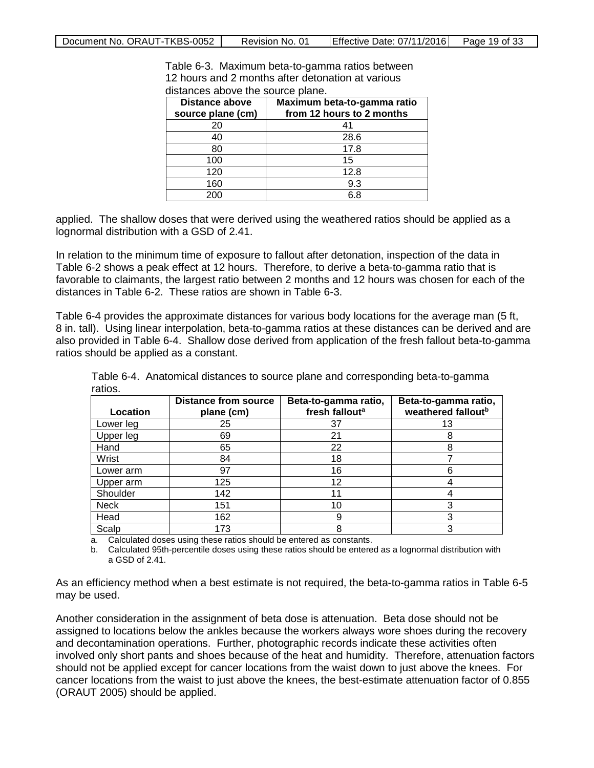Table 6-3. Maximum beta-to-gamma ratios between 12 hours and 2 months after detonation at various distances above the source plane.

| Distance above source plane (cm) | Maximum beta-to-gamma ratio from 12 hours to 2 months |
|---|---|
| 20 | 41 |
| 40 | 28.6 |
| 80 | 17.8 |
| 100 | 15 |
| 120 | 12.8 |
| 160 | 9.3 |
| 200 | 6.8 |

applied. The shallow doses that were derived using the weathered ratios should be applied as a lognormal distribution with a GSD of 2.41.

In relation to the minimum time of exposure to fallout after detonation, inspection of the data in Table 6-2 shows a peak effect at 12 hours. Therefore, to derive a beta-to-gamma ratio that is favorable to claimants, the largest ratio between 2 months and 12 hours was chosen for each of the distances in Table 6-2. These ratios are shown in Table 6-3.

Table 6-4 provides the approximate distances for various body locations for the average man (5 ft, 8 in. tall). Using linear interpolation, beta-to-gamma ratios at these distances can be derived and are also provided in Table 6-4. Shallow dose derived from application of the fresh fallout beta-to-gamma ratios should be applied as a constant.

Table 6-4. Anatomical distances to source plane and corresponding beta-to-gamma ratios.

| Location | Distance from source plane (cm) | Beta-to-gamma ratio, fresh fallout[a] | Beta-to-gamma ratio, weathered fallout[b] |
|---|---|---|---|
| Lower leg | 25 | 37 | 13 |
| Upper leg | 69 | 21 | 8 |
| Hand | 65 | 22 | 8 |
| Wrist | 84 | 18 | 7 |
| Lower arm | 97 | 16 | 6 |
| Upper arm | 125 | 12 | 4 |
| Shoulder | 142 | 11 | 4 |
| Neck | 151 | 10 | 3 |
| Head | 162 | 9 | 3 |
| Scalp | 173 | 8 | 3 |

a. Calculated doses using these ratios should be entered as constants.

b. Calculated 95th-percentile doses using these ratios should be entered as a lognormal distribution with a GSD of 2.41.

As an efficiency method when a best estimate is not required, the beta-to-gamma ratios in Table 6-5 may be used.

Another consideration in the assignment of beta dose is attenuation. Beta dose should not be assigned to locations below the ankles because the workers always wore shoes during the recovery and decontamination operations. Further, photographic records indicate these activities often involved only short pants and shoes because of the heat and humidity. Therefore, attenuation factors should not be applied except for cancer locations from the waist down to just above the knees. For cancer locations from the waist to just above the knees, the best-estimate attenuation factor of 0.855 (ORAUT 2005) should be applied.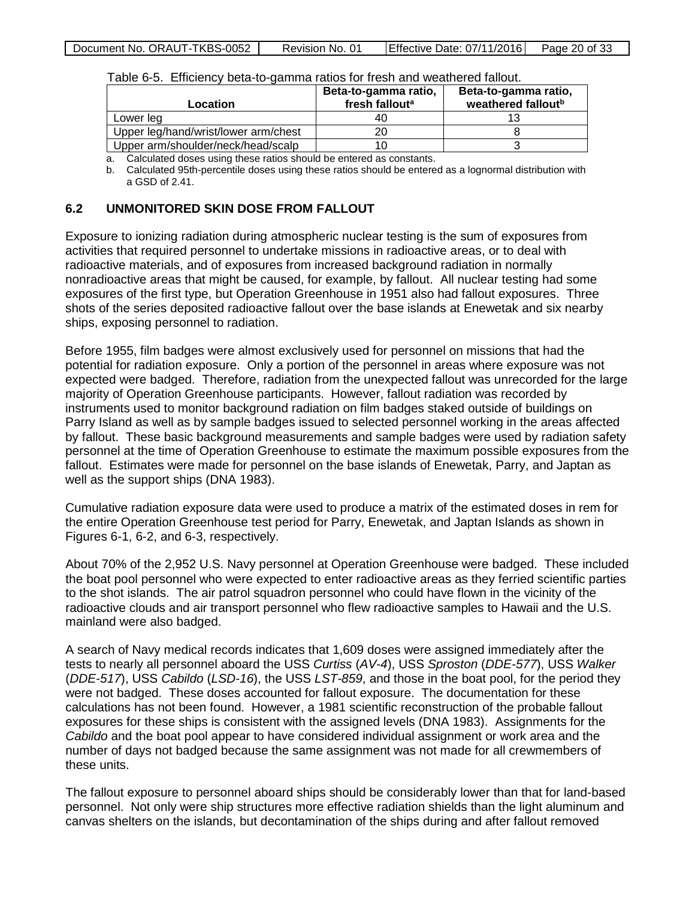Table 6-5. Efficiency beta-to-gamma ratios for fresh and weathered fallout.

| Location | Beta-to-gamma ratio, fresh fallout[a] | Beta-to-gamma ratio, weathered fallout[b] |
|---|---|---|
| Lower leg | 40 | 13 |
| Upper leg/hand/wrist/lower arm/chest | 20 | 8 |
| Upper arm/shoulder/neck/head/scalp | 10 | 3 |

a. Calculated doses using these ratios should be entered as constants.

b. Calculated 95th-percentile doses using these ratios should be entered as a lognormal distribution with a GSD of 2.41.

## 6.2 UNMONITORED SKIN DOSE FROM FALLOUT

Exposure to ionizing radiation during atmospheric nuclear testing is the sum of exposures from activities that required personnel to undertake missions in radioactive areas, or to deal with radioactive materials, and of exposures from increased background radiation in normally nonradioactive areas that might be caused, for example, by fallout. All nuclear testing had some exposures of the first type, but Operation Greenhouse in 1951 also had fallout exposures. Three shots of the series deposited radioactive fallout over the base islands at Enewetak and six nearby ships, exposing personnel to radiation.

Before 1955, film badges were almost exclusively used for personnel on missions that had the potential for radiation exposure. Only a portion of the personnel in areas where exposure was not expected were badged. Therefore, radiation from the unexpected fallout was unrecorded for the large majority of Operation Greenhouse participants. However, fallout radiation was recorded by instruments used to monitor background radiation on film badges staked outside of buildings on Parry Island as well as by sample badges issued to selected personnel working in the areas affected by fallout. These basic background measurements and sample badges were used by radiation safety personnel at the time of Operation Greenhouse to estimate the maximum possible exposures from the fallout. Estimates were made for personnel on the base islands of Enewetak, Parry, and Japtan as well as the support ships (DNA 1983).

Cumulative radiation exposure data were used to produce a matrix of the estimated doses in rem for the entire Operation Greenhouse test period for Parry, Enewetak, and Japtan Islands as shown in Figures 6-1, 6-2, and 6-3, respectively.

About 70% of the 2,952 U.S. Navy personnel at Operation Greenhouse were badged. These included the boat pool personnel who were expected to enter radioactive areas as they ferried scientific parties to the shot islands. The air patrol squadron personnel who could have flown in the vicinity of the radioactive clouds and air transport personnel who flew radioactive samples to Hawaii and the U.S. mainland were also badged.

A search of Navy medical records indicates that 1,609 doses were assigned immediately after the tests to nearly all personnel aboard the USS *Curtiss* (*AV-4*), USS *Sproston* (*DDE-577*), USS *Walker* (*DDE-517*), USS *Cabildo* (*LSD-16*), the USS *LST-859*, and those in the boat pool, for the period they were not badged. These doses accounted for fallout exposure. The documentation for these calculations has not been found. However, a 1981 scientific reconstruction of the probable fallout exposures for these ships is consistent with the assigned levels (DNA 1983). Assignments for the *Cabildo* and the boat pool appear to have considered individual assignment or work area and the number of days not badged because the same assignment was not made for all crewmembers of these units.

The fallout exposure to personnel aboard ships should be considerably lower than that for land-based personnel. Not only were ship structures more effective radiation shields than the light aluminum and canvas shelters on the islands, but decontamination of the ships during and after fallout removed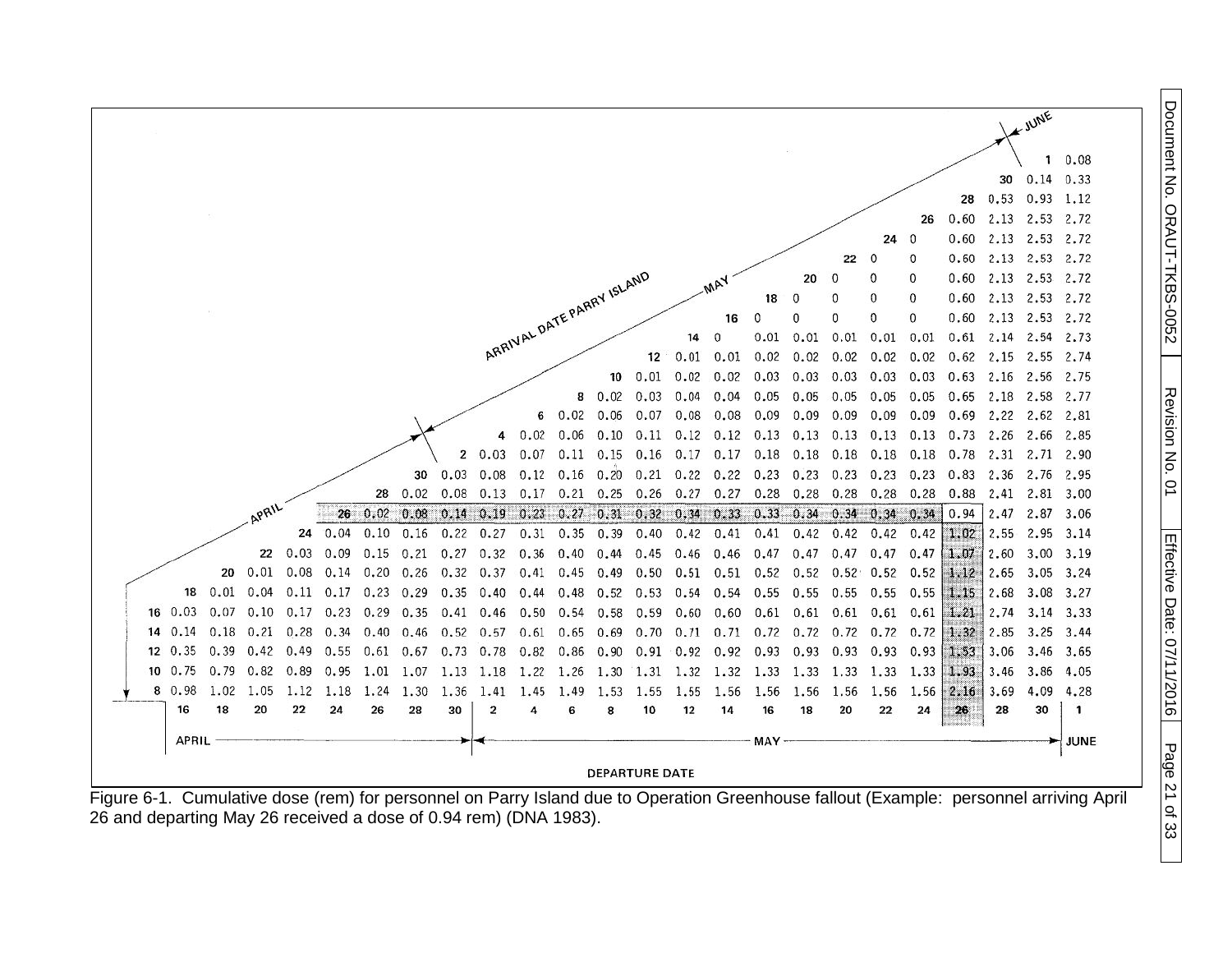| Arrival Date Parry Island | Departure Date: April 16 | April 18 | April 20 | April 22 | April 24 | April 26 | April 28 | April 30 | May 2 | May 4 | May 6 | May 8 | May 10 | May 12 | May 14 | May 16 | May 18 | May 20 | May 22 | May 24 | May 26 | May 28 | May 30 | June 1 |
|---|---|---|---|---|---|---|---|---|---|---|---|---|---|---|---|---|---|---|---|---|---|---|---|---|
| June 1 | | | | | | | | | | | | | | | | | | | | | | | | 0.08 |
| May 30 | | | | | | | | | | | | | | | | | | | | | | | 0.14 | 0.33 |
| May 28 | | | | | | | | | | | | | | | | | | | | | | 0.53 | 0.93 | 1.12 |
| May 26 | | | | | | | | | | | | | | | | | | | | | 0.60 | 2.13 | 2.53 | 2.72 |
| May 24 | | | | | | | | | | | | | | | | | | | | 0 | 0.60 | 2.13 | 2.53 | 2.72 |
| May 22 | | | | | | | | | | | | | | | | | | | 0 | 0 | 0.60 | 2.13 | 2.53 | 2.72 |
| May 20 | | | | | | | | | | | | | | | | | | 0 | 0 | 0 | 0.60 | 2.13 | 2.53 | 2.72 |
| May 18 | | | | | | | | | | | | | | | | | 0 | 0 | 0 | 0 | 0.60 | 2.13 | 2.53 | 2.72 |
| May 16 | | | | | | | | | | | | | | | | 0 | 0 | 0 | 0 | 0 | 0.60 | 2.13 | 2.53 | 2.72 |
| May 14 | | | | | | | | | | | | | | | 0 | 0.01 | 0.01 | 0.01 | 0.01 | 0.01 | 0.61 | 2.14 | 2.54 | 2.73 |
| May 12 | | | | | | | | | | | | | | 0.01 | 0.01 | 0.02 | 0.02 | 0.02 | 0.02 | 0.02 | 0.62 | 2.15 | 2.55 | 2.74 |
| May 10 | | | | | | | | | | | | | 0.01 | 0.02 | 0.02 | 0.03 | 0.03 | 0.03 | 0.03 | 0.03 | 0.63 | 2.16 | 2.56 | 2.75 |
| May 8 | | | | | | | | | | | | 0.02 | 0.03 | 0.04 | 0.04 | 0.05 | 0.05 | 0.05 | 0.05 | 0.05 | 0.65 | 2.18 | 2.58 | 2.77 |
| May 6 | | | | | | | | | | | 0.02 | 0.06 | 0.07 | 0.08 | 0.08 | 0.09 | 0.09 | 0.09 | 0.09 | 0.09 | 0.69 | 2.22 | 2.62 | 2.81 |
| May 4 | | | | | | | | | | 0.02 | 0.06 | 0.10 | 0.11 | 0.12 | 0.12 | 0.13 | 0.13 | 0.13 | 0.13 | 0.13 | 0.73 | 2.26 | 2.66 | 2.85 |
| May 2 | | | | | | | | | 0.03 | 0.07 | 0.11 | 0.15 | 0.16 | 0.17 | 0.17 | 0.18 | 0.18 | 0.18 | 0.18 | 0.18 | 0.78 | 2.31 | 2.71 | 2.90 |
| April 30 | | | | | | | | 0.03 | 0.08 | 0.12 | 0.16 | 0.20 | 0.21 | 0.22 | 0.22 | 0.23 | 0.23 | 0.23 | 0.23 | 0.23 | 0.83 | 2.36 | 2.76 | 2.95 |
| April 28 | | | | | | | 0.02 | 0.08 | 0.13 | 0.17 | 0.21 | 0.25 | 0.26 | 0.27 | 0.27 | 0.28 | 0.28 | 0.28 | 0.28 | 0.28 | 0.88 | 2.41 | 2.81 | 3.00 |
| April 26 | | | | | | 0.02 | 0.08 | 0.14 | 0.19 | 0.23 | 0.27 | 0.31 | 0.32 | 0.34 | 0.33 | 0.33 | 0.34 | 0.34 | 0.34 | 0.34 | 0.94 | 2.47 | 2.87 | 3.06 |
| April 24 | | | | | 0.04 | 0.10 | 0.16 | 0.22 | 0.27 | 0.31 | 0.35 | 0.39 | 0.40 | 0.42 | 0.41 | 0.41 | 0.42 | 0.42 | 0.42 | 0.42 | 1.02 | 2.55 | 2.95 | 3.14 |
| April 22 | | | | 0.03 | 0.09 | 0.15 | 0.21 | 0.27 | 0.32 | 0.36 | 0.40 | 0.44 | 0.45 | 0.46 | 0.46 | 0.47 | 0.47 | 0.47 | 0.47 | 0.47 | 1.07 | 2.60 | 3.00 | 3.19 |
| April 20 | | | 0.01 | 0.08 | 0.14 | 0.20 | 0.26 | 0.32 | 0.37 | 0.41 | 0.45 | 0.49 | 0.50 | 0.51 | 0.51 | 0.52 | 0.52 | 0.52 | 0.52 | 0.52 | 1.12 | 2.65 | 3.05 | 3.24 |
| April 18 | | 0.01 | 0.04 | 0.11 | 0.17 | 0.23 | 0.29 | 0.35 | 0.40 | 0.44 | 0.48 | 0.52 | 0.53 | 0.54 | 0.54 | 0.55 | 0.55 | 0.55 | 0.55 | 0.55 | 1.15 | 2.68 | 3.08 | 3.27 |
| April 16 | 0.03 | 0.07 | 0.10 | 0.17 | 0.23 | 0.29 | 0.35 | 0.41 | 0.46 | 0.50 | 0.54 | 0.58 | 0.59 | 0.60 | 0.60 | 0.61 | 0.61 | 0.61 | 0.61 | 0.61 | 1.21 | 2.74 | 3.14 | 3.33 |
| April 14 | 0.14 | 0.18 | 0.21 | 0.28 | 0.34 | 0.40 | 0.46 | 0.52 | 0.57 | 0.61 | 0.65 | 0.69 | 0.70 | 0.71 | 0.71 | 0.72 | 0.72 | 0.72 | 0.72 | 0.72 | 1.32 | 2.85 | 3.25 | 3.44 |
| April 12 | 0.35 | 0.39 | 0.42 | 0.49 | 0.55 | 0.61 | 0.67 | 0.73 | 0.78 | 0.82 | 0.86 | 0.90 | 0.91 | 0.92 | 0.92 | 0.93 | 0.93 | 0.93 | 0.93 | 0.93 | 1.53 | 3.06 | 3.46 | 3.65 |
| April 10 | 0.75 | 0.79 | 0.82 | 0.89 | 0.95 | 1.01 | 1.07 | 1.13 | 1.18 | 1.22 | 1.26 | 1.30 | 1.31 | 1.32 | 1.32 | 1.33 | 1.33 | 1.33 | 1.33 | 1.33 | 1.93 | 3.46 | 3.86 | 4.05 |
| April 8 | 0.98 | 1.02 | 1.05 | 1.12 | 1.18 | 1.24 | 1.30 | 1.36 | 1.41 | 1.45 | 1.49 | 1.53 | 1.55 | 1.55 | 1.56 | 1.56 | 1.56 | 1.56 | 1.56 | 1.56 | 2.16 | 3.69 | 4.09 | 4.28 |

Figure 6-1. Cumulative dose (rem) for personnel on Parry Island due to Operation Greenhouse fallout (Example: personnel arriving April 26 and departing May 26 received a dose of 0.94 rem) (DNA 1983).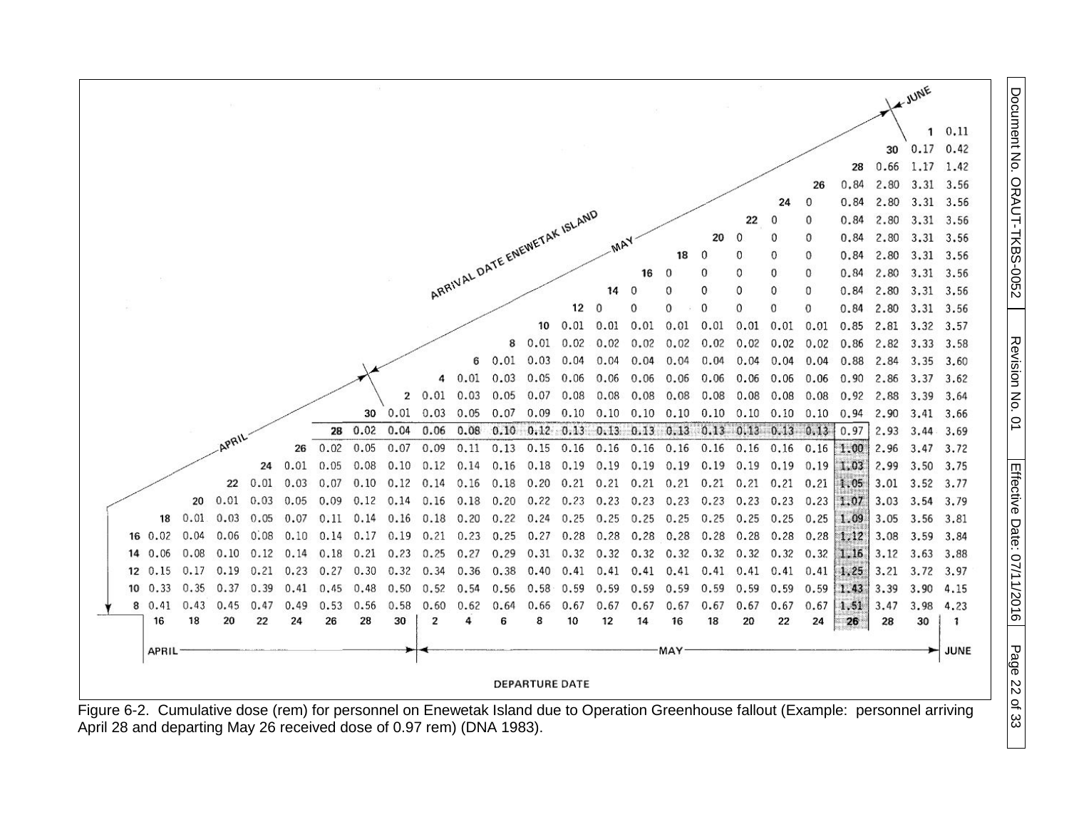| Arrival date Enewetak Island | Apr 16 | Apr 18 | Apr 20 | Apr 22 | Apr 24 | Apr 26 | Apr 28 | Apr 30 | May 2 | May 4 | May 6 | May 8 | May 10 | May 12 | May 14 | May 16 | May 18 | May 20 | May 22 | May 24 | May 26 | May 28 | May 30 | June 1 |
|---|---|---|---|---|---|---|---|---|---|---|---|---|---|---|---|---|---|---|---|---|---|---|---|---|
| June 1 | | | | | | | | | | | | | | | | | | | | | | | | 0.11 |
| May 30 | | | | | | | | | | | | | | | | | | | | | | | 0.17 | 0.42 |
| May 28 | | | | | | | | | | | | | | | | | | | | | | 0.66 | 1.17 | 1.42 |
| May 26 | | | | | | | | | | | | | | | | | | | | | 0.84 | 2.80 | 3.31 | 3.56 |
| May 24 | | | | | | | | | | | | | | | | | | | | 0 | 0.84 | 2.80 | 3.31 | 3.56 |
| May 22 | | | | | | | | | | | | | | | | | | | 0 | 0 | 0.84 | 2.80 | 3.31 | 3.56 |
| May 20 | | | | | | | | | | | | | | | | | | 0 | 0 | 0 | 0.84 | 2.80 | 3.31 | 3.56 |
| May 18 | | | | | | | | | | | | | | | | | 0 | 0 | 0 | 0 | 0.84 | 2.80 | 3.31 | 3.56 |
| May 16 | | | | | | | | | | | | | | | | 0 | 0 | 0 | 0 | 0 | 0.84 | 2.80 | 3.31 | 3.56 |
| May 14 | | | | | | | | | | | | | | | 0 | 0 | 0 | 0 | 0 | 0 | 0.84 | 2.80 | 3.31 | 3.56 |
| May 12 | | | | | | | | | | | | | | 0 | 0 | 0 | 0 | 0 | 0 | 0 | 0.84 | 2.80 | 3.31 | 3.56 |
| May 10 | | | | | | | | | | | | | 0.01 | 0.01 | 0.01 | 0.01 | 0.01 | 0.01 | 0.01 | 0.01 | 0.85 | 2.81 | 3.32 | 3.57 |
| May 8 | | | | | | | | | | | | 0.01 | 0.02 | 0.02 | 0.02 | 0.02 | 0.02 | 0.02 | 0.02 | 0.02 | 0.86 | 2.82 | 3.33 | 3.58 |
| May 6 | | | | | | | | | | | 0.01 | 0.03 | 0.04 | 0.04 | 0.04 | 0.04 | 0.04 | 0.04 | 0.04 | 0.04 | 0.88 | 2.84 | 3.35 | 3.60 |
| May 4 | | | | | | | | | | 0.01 | 0.03 | 0.05 | 0.06 | 0.06 | 0.06 | 0.06 | 0.06 | 0.06 | 0.06 | 0.06 | 0.90 | 2.86 | 3.37 | 3.62 |
| May 2 | | | | | | | | | 0.01 | 0.03 | 0.05 | 0.07 | 0.08 | 0.08 | 0.08 | 0.08 | 0.08 | 0.08 | 0.08 | 0.08 | 0.92 | 2.88 | 3.39 | 3.64 |
| Apr 30 | | | | | | | | 0.01 | 0.03 | 0.05 | 0.07 | 0.09 | 0.10 | 0.10 | 0.10 | 0.10 | 0.10 | 0.10 | 0.10 | 0.10 | 0.94 | 2.90 | 3.41 | 3.66 |
| Apr 28 | | | | | | | 0.02 | 0.04 | 0.06 | 0.08 | 0.10 | 0.12 | 0.13 | 0.13 | 0.13 | 0.13 | 0.13 | 0.13 | 0.13 | 0.13 | 0.97 | 2.93 | 3.44 | 3.69 |
| Apr 26 | | | | | | 0.02 | 0.05 | 0.07 | 0.09 | 0.11 | 0.13 | 0.15 | 0.16 | 0.16 | 0.16 | 0.16 | 0.16 | 0.16 | 0.16 | 0.16 | 1.00 | 2.96 | 3.47 | 3.72 |
| Apr 24 | | | | | 0.01 | 0.05 | 0.08 | 0.10 | 0.12 | 0.14 | 0.16 | 0.18 | 0.19 | 0.19 | 0.19 | 0.19 | 0.19 | 0.19 | 0.19 | 0.19 | 1.03 | 2.99 | 3.50 | 3.75 |
| Apr 22 | | | | 0.01 | 0.03 | 0.07 | 0.10 | 0.12 | 0.14 | 0.16 | 0.18 | 0.20 | 0.21 | 0.21 | 0.21 | 0.21 | 0.21 | 0.21 | 0.21 | 0.21 | 1.05 | 3.01 | 3.52 | 3.77 |
| Apr 20 | | | 0.01 | 0.03 | 0.05 | 0.09 | 0.12 | 0.14 | 0.16 | 0.18 | 0.20 | 0.22 | 0.23 | 0.23 | 0.23 | 0.23 | 0.23 | 0.23 | 0.23 | 0.23 | 1.07 | 3.03 | 3.54 | 3.79 |
| Apr 18 | | 0.01 | 0.03 | 0.05 | 0.07 | 0.11 | 0.14 | 0.16 | 0.18 | 0.20 | 0.22 | 0.24 | 0.25 | 0.25 | 0.25 | 0.25 | 0.25 | 0.25 | 0.25 | 0.25 | 1.09 | 3.05 | 3.56 | 3.81 |
| Apr 16 | 0.02 | 0.04 | 0.06 | 0.08 | 0.10 | 0.14 | 0.17 | 0.19 | 0.21 | 0.23 | 0.25 | 0.27 | 0.28 | 0.28 | 0.28 | 0.28 | 0.28 | 0.28 | 0.28 | 0.28 | 1.12 | 3.08 | 3.59 | 3.84 |
| Apr 14 | 0.06 | 0.08 | 0.10 | 0.12 | 0.14 | 0.18 | 0.21 | 0.23 | 0.25 | 0.27 | 0.29 | 0.31 | 0.32 | 0.32 | 0.32 | 0.32 | 0.32 | 0.32 | 0.32 | 0.32 | 1.16 | 3.12 | 3.63 | 3.88 |
| Apr 12 | 0.15 | 0.17 | 0.19 | 0.21 | 0.23 | 0.27 | 0.30 | 0.32 | 0.34 | 0.36 | 0.38 | 0.40 | 0.41 | 0.41 | 0.41 | 0.41 | 0.41 | 0.41 | 0.41 | 0.41 | 1.25 | 3.21 | 3.72 | 3.97 |
| Apr 10 | 0.33 | 0.35 | 0.37 | 0.39 | 0.41 | 0.45 | 0.48 | 0.50 | 0.52 | 0.54 | 0.56 | 0.58 | 0.59 | 0.59 | 0.59 | 0.59 | 0.59 | 0.59 | 0.59 | 0.59 | 1.43 | 3.39 | 3.90 | 4.15 |
| Apr 8 | 0.41 | 0.43 | 0.45 | 0.47 | 0.49 | 0.53 | 0.56 | 0.58 | 0.60 | 0.62 | 0.64 | 0.66 | 0.67 | 0.67 | 0.67 | 0.67 | 0.67 | 0.67 | 0.67 | 0.67 | 1.51 | 3.47 | 3.98 | 4.23 |

DEPARTURE DATE

Figure 6-2. Cumulative dose (rem) for personnel on Enewetak Island due to Operation Greenhouse fallout (Example: personnel arriving April 28 and departing May 26 received dose of 0.97 rem) (DNA 1983).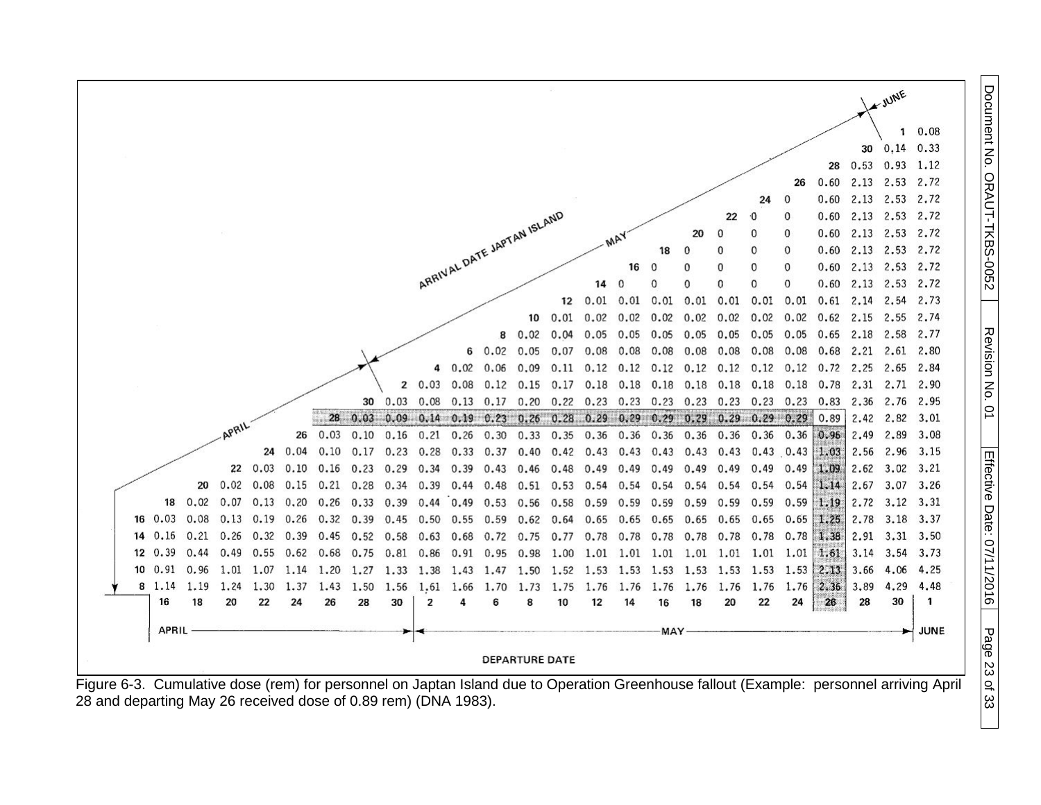| Arrival date Japtan Island | Apr 16 | Apr 18 | Apr 20 | Apr 22 | Apr 24 | Apr 26 | Apr 28 | Apr 30 | May 2 | May 4 | May 6 | May 8 | May 10 | May 12 | May 14 | May 16 | May 18 | May 20 | May 22 | May 24 | May 26 | May 28 | May 30 | Jun 1 |
|---|---|---|---|---|---|---|---|---|---|---|---|---|---|---|---|---|---|---|---|---|---|---|---|---|
| Jun 1 | | | | | | | | | | | | | | | | | | | | | | | | 0.08 |
| May 30 | | | | | | | | | | | | | | | | | | | | | | | 0,14 | 0.33 |
| May 28 | | | | | | | | | | | | | | | | | | | | | | 0.53 | 0.93 | 1.12 |
| May 26 | | | | | | | | | | | | | | | | | | | | | 0.60 | 2.13 | 2.53 | 2.72 |
| May 24 | | | | | | | | | | | | | | | | | | | | 0 | 0.60 | 2.13 | 2.53 | 2.72 |
| May 22 | | | | | | | | | | | | | | | | | | | 0 | 0 | 0.60 | 2.13 | 2.53 | 2.72 |
| May 20 | | | | | | | | | | | | | | | | | | 0 | 0 | 0 | 0.60 | 2.13 | 2.53 | 2.72 |
| May 18 | | | | | | | | | | | | | | | | | 0 | 0 | 0 | 0 | 0.60 | 2.13 | 2.53 | 2.72 |
| May 16 | | | | | | | | | | | | | | | | 0 | 0 | 0 | 0 | 0 | 0.60 | 2.13 | 2.53 | 2.72 |
| May 14 | | | | | | | | | | | | | | | 0 | 0 | 0 | 0 | 0 | 0 | 0.60 | 2.13 | 2.53 | 2.72 |
| May 12 | | | | | | | | | | | | | | 0.01 | 0.01 | 0.01 | 0.01 | 0.01 | 0.01 | 0.01 | 0.61 | 2.14 | 2.54 | 2.73 |
| May 10 | | | | | | | | | | | | | 0.01 | 0.02 | 0.02 | 0.02 | 0.02 | 0.02 | 0.02 | 0.02 | 0.62 | 2.15 | 2.55 | 2.74 |
| May 8 | | | | | | | | | | | | 0.02 | 0.04 | 0.05 | 0.05 | 0.05 | 0.05 | 0.05 | 0.05 | 0.05 | 0.65 | 2.18 | 2.58 | 2.77 |
| May 6 | | | | | | | | | | | 0.02 | 0.05 | 0.07 | 0.08 | 0.08 | 0.08 | 0.08 | 0.08 | 0.08 | 0.08 | 0.68 | 2.21 | 2.61 | 2.80 |
| May 4 | | | | | | | | | | 0.02 | 0.06 | 0.09 | 0.11 | 0.12 | 0.12 | 0.12 | 0.12 | 0.12 | 0.12 | 0.12 | 0.72 | 2.25 | 2.65 | 2.84 |
| May 2 | | | | | | | | | 0.03 | 0.08 | 0.12 | 0.15 | 0.17 | 0.18 | 0.18 | 0.18 | 0.18 | 0.18 | 0.18 | 0.18 | 0.78 | 2.31 | 2.71 | 2.90 |
| Apr 30 | | | | | | | | 0.03 | 0.08 | 0.13 | 0.17 | 0.20 | 0.22 | 0.23 | 0.23 | 0.23 | 0.23 | 0.23 | 0.23 | 0.23 | 0.83 | 2.36 | 2.76 | 2.95 |
| Apr 28 | | | | | | | 0.03 | 0.09 | 0.14 | 0.19 | 0.23 | 0.26 | 0.28 | 0.29 | 0.29 | 0.29 | 0.29 | 0.29 | 0.29 | 0.29 | 0.89 | 2.42 | 2.82 | 3.01 |
| Apr 26 | | | | | | 0.03 | 0.10 | 0.16 | 0.21 | 0.26 | 0.30 | 0.33 | 0.35 | 0.36 | 0.36 | 0.36 | 0.36 | 0.36 | 0.36 | 0.36 | 0.96 | 2.49 | 2.89 | 3.08 |
| Apr 24 | | | | | 0.04 | 0.10 | 0.17 | 0.23 | 0.28 | 0.33 | 0.37 | 0.40 | 0.42 | 0.43 | 0.43 | 0.43 | 0.43 | 0.43 | 0.43 | 0.43 | 1.03 | 2.56 | 2.96 | 3.15 |
| Apr 22 | | | | 0.03 | 0.10 | 0.16 | 0.23 | 0.29 | 0.34 | 0.39 | 0.43 | 0.46 | 0.48 | 0.49 | 0.49 | 0.49 | 0.49 | 0.49 | 0.49 | 0.49 | 1.09 | 2.62 | 3.02 | 3.21 |
| Apr 20 | | | 0.02 | 0.08 | 0.15 | 0.21 | 0.28 | 0.34 | 0.39 | 0.44 | 0.48 | 0.51 | 0.53 | 0.54 | 0.54 | 0.54 | 0.54 | 0.54 | 0.54 | 0.54 | 1.14 | 2.67 | 3.07 | 3.26 |
| Apr 18 | | 0.02 | 0.07 | 0.13 | 0.20 | 0.26 | 0.33 | 0.39 | 0.44 | 0.49 | 0.53 | 0.56 | 0.58 | 0.59 | 0.59 | 0.59 | 0.59 | 0.59 | 0.59 | 0.59 | 1.19 | 2.72 | 3.12 | 3.31 |
| Apr 16 | 0.03 | 0.08 | 0.13 | 0.19 | 0.26 | 0.32 | 0.39 | 0.45 | 0.50 | 0.55 | 0.59 | 0.62 | 0.64 | 0.65 | 0.65 | 0.65 | 0.65 | 0.65 | 0.65 | 0.65 | 1.25 | 2.78 | 3.18 | 3.37 |
| Apr 14 | 0.16 | 0.21 | 0.26 | 0.32 | 0.39 | 0.45 | 0.52 | 0.58 | 0.63 | 0.68 | 0.72 | 0.75 | 0.77 | 0.78 | 0.78 | 0.78 | 0.78 | 0.78 | 0.78 | 0.78 | 1.38 | 2.91 | 3.31 | 3.50 |
| Apr 12 | 0.39 | 0.44 | 0.49 | 0.55 | 0.62 | 0.68 | 0.75 | 0.81 | 0.86 | 0.91 | 0.95 | 0.98 | 1.00 | 1.01 | 1.01 | 1.01 | 1.01 | 1.01 | 1.01 | 1.01 | 1.61 | 3.14 | 3.54 | 3.73 |
| Apr 10 | 0.91 | 0.96 | 1.01 | 1.07 | 1.14 | 1.20 | 1.27 | 1.33 | 1.38 | 1.43 | 1.47 | 1.50 | 1.52 | 1.53 | 1.53 | 1.53 | 1.53 | 1.53 | 1.53 | 1.53 | 2.13 | 3.66 | 4.06 | 4.25 |
| Apr 8 | 1.14 | 1.19 | 1.24 | 1.30 | 1.37 | 1.43 | 1.50 | 1.56 | 1.61 | 1.66 | 1.70 | 1.73 | 1.75 | 1.76 | 1.76 | 1.76 | 1.76 | 1.76 | 1.76 | 1.76 | 2.36 | 3.89 | 4.29 | 4.48 |

DEPARTURE DATE

Figure 6-3. Cumulative dose (rem) for personnel on Japtan Island due to Operation Greenhouse fallout (Example: personnel arriving April 28 and departing May 26 received dose of 0.89 rem) (DNA 1983).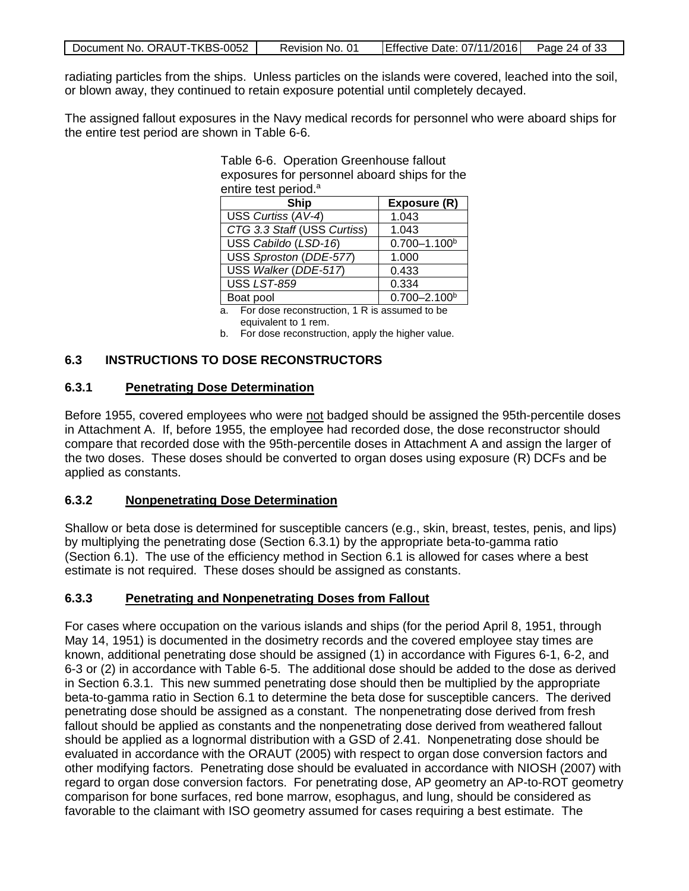radiating particles from the ships. Unless particles on the islands were covered, leached into the soil, or blown away, they continued to retain exposure potential until completely decayed.

The assigned fallout exposures in the Navy medical records for personnel who were aboard ships for the entire test period are shown in Table 6-6.

Table 6-6. Operation Greenhouse fallout exposures for personnel aboard ships for the entire test period.[a]

| Ship | Exposure (R) |
|---|---|
| USS *Curtiss* (*AV-4*) | 1.043 |
| *CTG 3.3 Staff* (USS *Curtiss*) | 1.043 |
| USS *Cabildo* (*LSD-16*) | 0.700–1.100[b] |
| USS *Sproston* (*DDE-577*) | 1.000 |
| USS *Walker* (*DDE-517*) | 0.433 |
| USS *LST-859* | 0.334 |
| Boat pool | 0.700–2.100[b] |

a. For dose reconstruction, 1 R is assumed to be equivalent to 1 rem.

b. For dose reconstruction, apply the higher value.

## 6.3 INSTRUCTIONS TO DOSE RECONSTRUCTORS

### 6.3.1 Penetrating Dose Determination

Before 1955, covered employees who were not badged should be assigned the 95th-percentile doses in Attachment A. If, before 1955, the employee had recorded dose, the dose reconstructor should compare that recorded dose with the 95th-percentile doses in Attachment A and assign the larger of the two doses. These doses should be converted to organ doses using exposure (R) DCFs and be applied as constants.

### 6.3.2 Nonpenetrating Dose Determination

Shallow or beta dose is determined for susceptible cancers (e.g., skin, breast, testes, penis, and lips) by multiplying the penetrating dose (Section 6.3.1) by the appropriate beta-to-gamma ratio (Section 6.1). The use of the efficiency method in Section 6.1 is allowed for cases where a best estimate is not required. These doses should be assigned as constants.

### 6.3.3 Penetrating and Nonpenetrating Doses from Fallout

For cases where occupation on the various islands and ships (for the period April 8, 1951, through May 14, 1951) is documented in the dosimetry records and the covered employee stay times are known, additional penetrating dose should be assigned (1) in accordance with Figures 6-1, 6-2, and 6-3 or (2) in accordance with Table 6-5. The additional dose should be added to the dose as derived in Section 6.3.1. This new summed penetrating dose should then be multiplied by the appropriate beta-to-gamma ratio in Section 6.1 to determine the beta dose for susceptible cancers. The derived penetrating dose should be assigned as a constant. The nonpenetrating dose derived from fresh fallout should be applied as constants and the nonpenetrating dose derived from weathered fallout should be applied as a lognormal distribution with a GSD of 2.41. Nonpenetrating dose should be evaluated in accordance with the ORAUT (2005) with respect to organ dose conversion factors and other modifying factors. Penetrating dose should be evaluated in accordance with NIOSH (2007) with regard to organ dose conversion factors. For penetrating dose, AP geometry an AP-to-ROT geometry comparison for bone surfaces, red bone marrow, esophagus, and lung, should be considered as favorable to the claimant with ISO geometry assumed for cases requiring a best estimate. The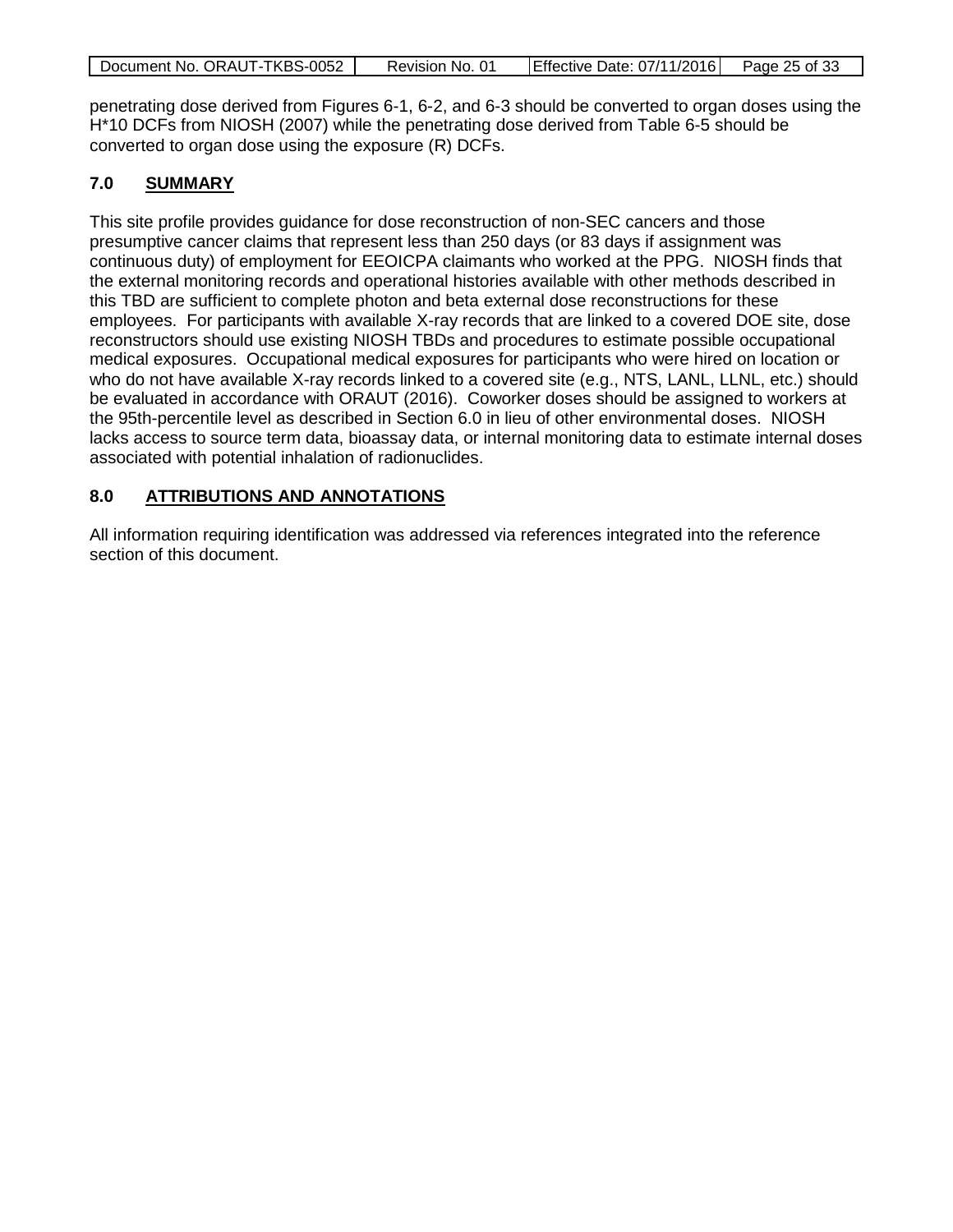penetrating dose derived from Figures 6-1, 6-2, and 6-3 should be converted to organ doses using the H*10 DCFs from NIOSH (2007) while the penetrating dose derived from Table 6-5 should be converted to organ dose using the exposure (R) DCFs.

## 7.0 SUMMARY

This site profile provides guidance for dose reconstruction of non-SEC cancers and those presumptive cancer claims that represent less than 250 days (or 83 days if assignment was continuous duty) of employment for EEOICPA claimants who worked at the PPG. NIOSH finds that the external monitoring records and operational histories available with other methods described in this TBD are sufficient to complete photon and beta external dose reconstructions for these employees. For participants with available X-ray records that are linked to a covered DOE site, dose reconstructors should use existing NIOSH TBDs and procedures to estimate possible occupational medical exposures. Occupational medical exposures for participants who were hired on location or who do not have available X-ray records linked to a covered site (e.g., NTS, LANL, LLNL, etc.) should be evaluated in accordance with ORAUT (2016). Coworker doses should be assigned to workers at the 95th-percentile level as described in Section 6.0 in lieu of other environmental doses. NIOSH lacks access to source term data, bioassay data, or internal monitoring data to estimate internal doses associated with potential inhalation of radionuclides.

## 8.0 ATTRIBUTIONS AND ANNOTATIONS

All information requiring identification was addressed via references integrated into the reference section of this document.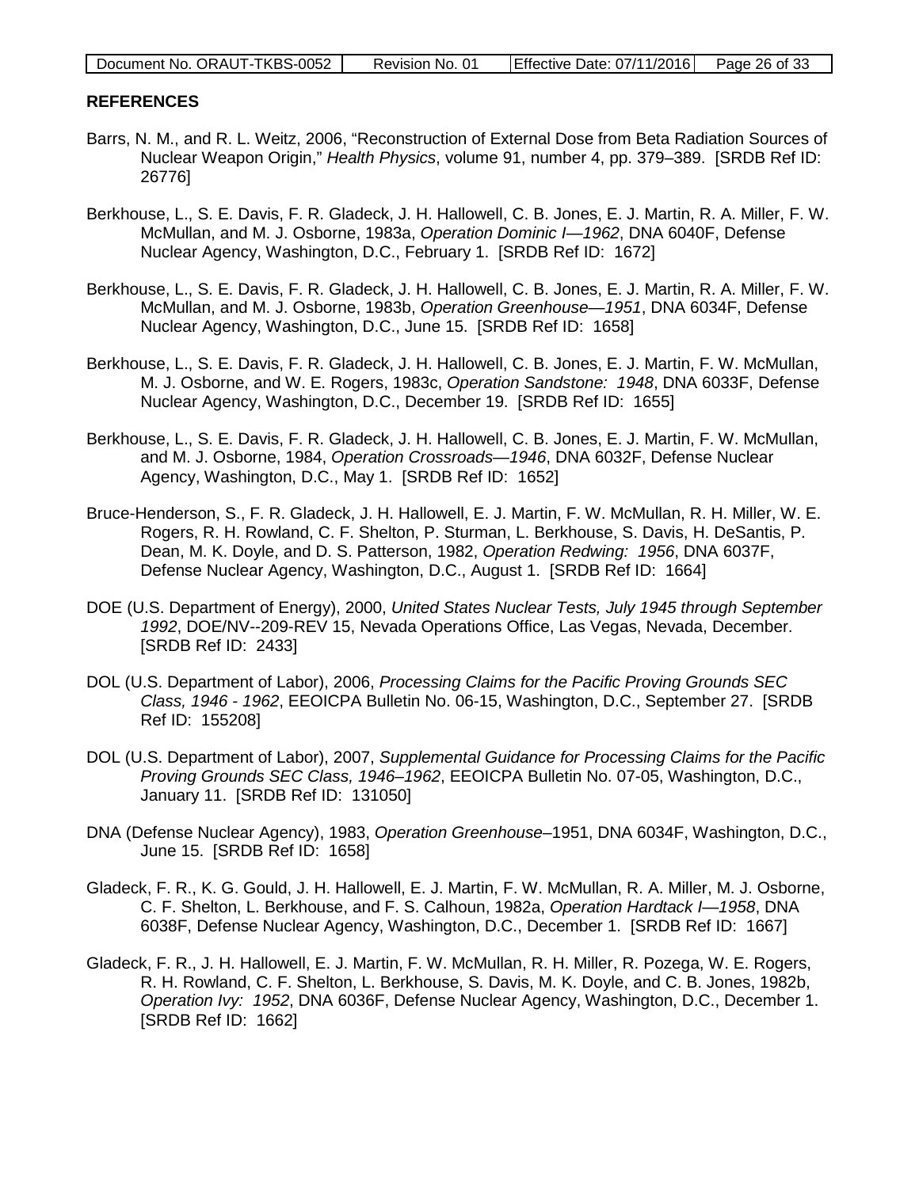## REFERENCES

Barrs, N. M., and R. L. Weitz, 2006, "Reconstruction of External Dose from Beta Radiation Sources of Nuclear Weapon Origin," *Health Physics*, volume 91, number 4, pp. 379–389. [SRDB Ref ID: 26776]

Berkhouse, L., S. E. Davis, F. R. Gladeck, J. H. Hallowell, C. B. Jones, E. J. Martin, R. A. Miller, F. W. McMullan, and M. J. Osborne, 1983a, *Operation Dominic I—1962*, DNA 6040F, Defense Nuclear Agency, Washington, D.C., February 1. [SRDB Ref ID: 1672]

Berkhouse, L., S. E. Davis, F. R. Gladeck, J. H. Hallowell, C. B. Jones, E. J. Martin, R. A. Miller, F. W. McMullan, and M. J. Osborne, 1983b, *Operation Greenhouse—1951*, DNA 6034F, Defense Nuclear Agency, Washington, D.C., June 15. [SRDB Ref ID: 1658]

Berkhouse, L., S. E. Davis, F. R. Gladeck, J. H. Hallowell, C. B. Jones, E. J. Martin, F. W. McMullan, M. J. Osborne, and W. E. Rogers, 1983c, *Operation Sandstone: 1948*, DNA 6033F, Defense Nuclear Agency, Washington, D.C., December 19. [SRDB Ref ID: 1655]

Berkhouse, L., S. E. Davis, F. R. Gladeck, J. H. Hallowell, C. B. Jones, E. J. Martin, F. W. McMullan, and M. J. Osborne, 1984, *Operation Crossroads—1946*, DNA 6032F, Defense Nuclear Agency, Washington, D.C., May 1. [SRDB Ref ID: 1652]

Bruce-Henderson, S., F. R. Gladeck, J. H. Hallowell, E. J. Martin, F. W. McMullan, R. H. Miller, W. E. Rogers, R. H. Rowland, C. F. Shelton, P. Sturman, L. Berkhouse, S. Davis, H. DeSantis, P. Dean, M. K. Doyle, and D. S. Patterson, 1982, *Operation Redwing: 1956*, DNA 6037F, Defense Nuclear Agency, Washington, D.C., August 1. [SRDB Ref ID: 1664]

DOE (U.S. Department of Energy), 2000, *United States Nuclear Tests, July 1945 through September 1992*, DOE/NV--209-REV 15, Nevada Operations Office, Las Vegas, Nevada, December. [SRDB Ref ID: 2433]

DOL (U.S. Department of Labor), 2006, *Processing Claims for the Pacific Proving Grounds SEC Class, 1946 - 1962*, EEOICPA Bulletin No. 06-15, Washington, D.C., September 27. [SRDB Ref ID: 155208]

DOL (U.S. Department of Labor), 2007, *Supplemental Guidance for Processing Claims for the Pacific Proving Grounds SEC Class, 1946–1962*, EEOICPA Bulletin No. 07-05, Washington, D.C., January 11. [SRDB Ref ID: 131050]

DNA (Defense Nuclear Agency), 1983, *Operation Greenhouse*–1951, DNA 6034F, Washington, D.C., June 15. [SRDB Ref ID: 1658]

Gladeck, F. R., K. G. Gould, J. H. Hallowell, E. J. Martin, F. W. McMullan, R. A. Miller, M. J. Osborne, C. F. Shelton, L. Berkhouse, and F. S. Calhoun, 1982a, *Operation Hardtack I—1958*, DNA 6038F, Defense Nuclear Agency, Washington, D.C., December 1. [SRDB Ref ID: 1667]

Gladeck, F. R., J. H. Hallowell, E. J. Martin, F. W. McMullan, R. H. Miller, R. Pozega, W. E. Rogers, R. H. Rowland, C. F. Shelton, L. Berkhouse, S. Davis, M. K. Doyle, and C. B. Jones, 1982b, *Operation Ivy: 1952*, DNA 6036F, Defense Nuclear Agency, Washington, D.C., December 1. [SRDB Ref ID: 1662]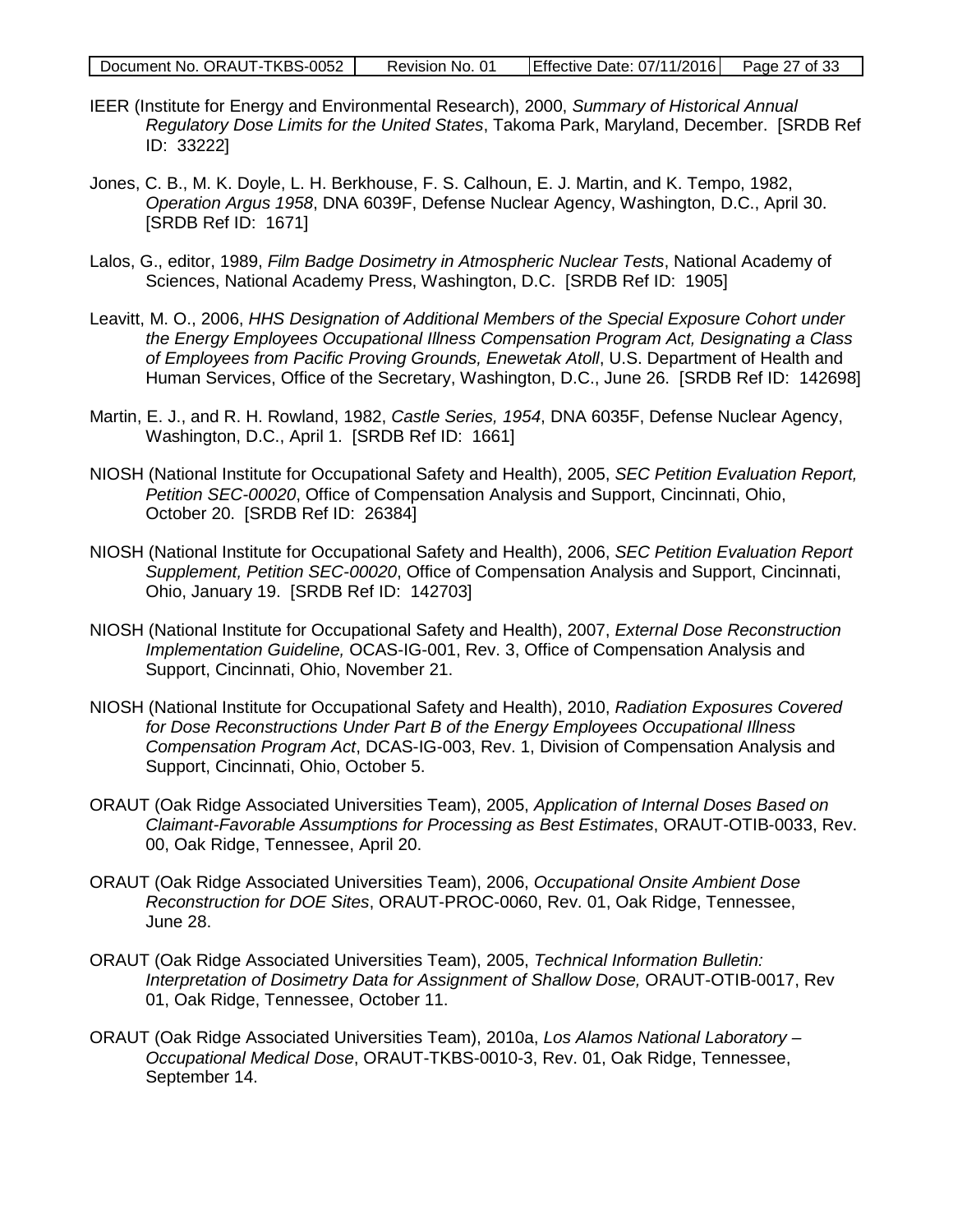IEER (Institute for Energy and Environmental Research), 2000, *Summary of Historical Annual Regulatory Dose Limits for the United States*, Takoma Park, Maryland, December. [SRDB Ref ID: 33222]

Jones, C. B., M. K. Doyle, L. H. Berkhouse, F. S. Calhoun, E. J. Martin, and K. Tempo, 1982, *Operation Argus 1958*, DNA 6039F, Defense Nuclear Agency, Washington, D.C., April 30. [SRDB Ref ID: 1671]

Lalos, G., editor, 1989, *Film Badge Dosimetry in Atmospheric Nuclear Tests*, National Academy of Sciences, National Academy Press, Washington, D.C. [SRDB Ref ID: 1905]

Leavitt, M. O., 2006, *HHS Designation of Additional Members of the Special Exposure Cohort under the Energy Employees Occupational Illness Compensation Program Act, Designating a Class of Employees from Pacific Proving Grounds, Enewetak Atoll*, U.S. Department of Health and Human Services, Office of the Secretary, Washington, D.C., June 26. [SRDB Ref ID: 142698]

Martin, E. J., and R. H. Rowland, 1982, *Castle Series, 1954*, DNA 6035F, Defense Nuclear Agency, Washington, D.C., April 1. [SRDB Ref ID: 1661]

NIOSH (National Institute for Occupational Safety and Health), 2005, *SEC Petition Evaluation Report, Petition SEC-00020*, Office of Compensation Analysis and Support, Cincinnati, Ohio, October 20. [SRDB Ref ID: 26384]

NIOSH (National Institute for Occupational Safety and Health), 2006, *SEC Petition Evaluation Report Supplement, Petition SEC-00020*, Office of Compensation Analysis and Support, Cincinnati, Ohio, January 19. [SRDB Ref ID: 142703]

NIOSH (National Institute for Occupational Safety and Health), 2007, *External Dose Reconstruction Implementation Guideline,* OCAS-IG-001, Rev. 3, Office of Compensation Analysis and Support, Cincinnati, Ohio, November 21.

NIOSH (National Institute for Occupational Safety and Health), 2010, *Radiation Exposures Covered for Dose Reconstructions Under Part B of the Energy Employees Occupational Illness Compensation Program Act*, DCAS-IG-003, Rev. 1, Division of Compensation Analysis and Support, Cincinnati, Ohio, October 5.

ORAUT (Oak Ridge Associated Universities Team), 2005, *Application of Internal Doses Based on Claimant-Favorable Assumptions for Processing as Best Estimates*, ORAUT-OTIB-0033, Rev. 00, Oak Ridge, Tennessee, April 20.

ORAUT (Oak Ridge Associated Universities Team), 2006, *Occupational Onsite Ambient Dose Reconstruction for DOE Sites*, ORAUT-PROC-0060, Rev. 01, Oak Ridge, Tennessee, June 28.

ORAUT (Oak Ridge Associated Universities Team), 2005, *Technical Information Bulletin: Interpretation of Dosimetry Data for Assignment of Shallow Dose,* ORAUT-OTIB-0017, Rev 01, Oak Ridge, Tennessee, October 11.

ORAUT (Oak Ridge Associated Universities Team), 2010a, *Los Alamos National Laboratory – Occupational Medical Dose*, ORAUT-TKBS-0010-3, Rev. 01, Oak Ridge, Tennessee, September 14.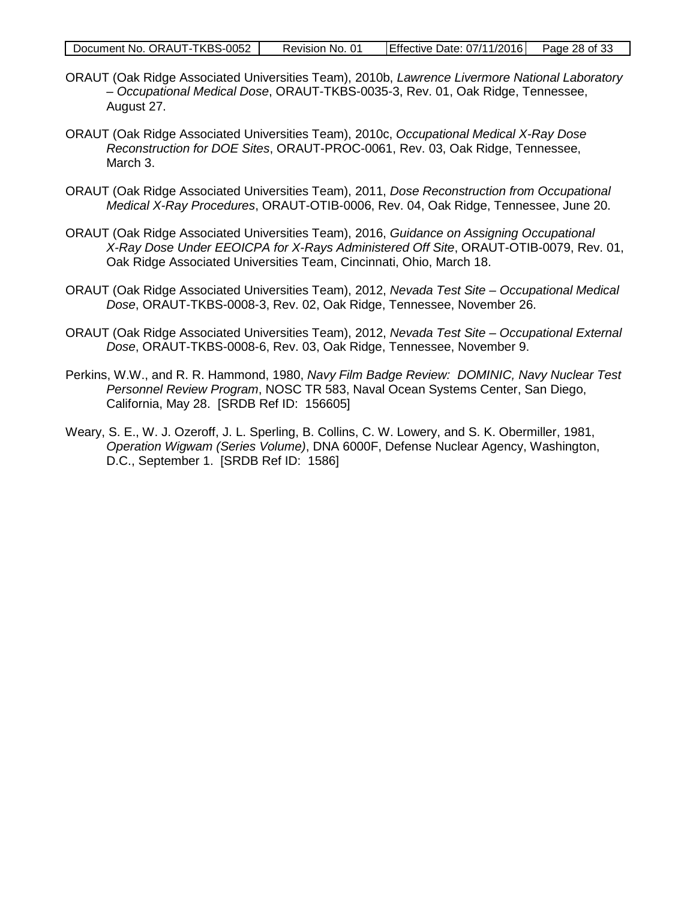ORAUT (Oak Ridge Associated Universities Team), 2010b, *Lawrence Livermore National Laboratory – Occupational Medical Dose*, ORAUT-TKBS-0035-3, Rev. 01, Oak Ridge, Tennessee, August 27.

ORAUT (Oak Ridge Associated Universities Team), 2010c, *Occupational Medical X-Ray Dose Reconstruction for DOE Sites*, ORAUT-PROC-0061, Rev. 03, Oak Ridge, Tennessee, March 3.

ORAUT (Oak Ridge Associated Universities Team), 2011, *Dose Reconstruction from Occupational Medical X-Ray Procedures*, ORAUT-OTIB-0006, Rev. 04, Oak Ridge, Tennessee, June 20.

ORAUT (Oak Ridge Associated Universities Team), 2016, *Guidance on Assigning Occupational X-Ray Dose Under EEOICPA for X-Rays Administered Off Site*, ORAUT-OTIB-0079, Rev. 01, Oak Ridge Associated Universities Team, Cincinnati, Ohio, March 18.

ORAUT (Oak Ridge Associated Universities Team), 2012, *Nevada Test Site – Occupational Medical Dose*, ORAUT-TKBS-0008-3, Rev. 02, Oak Ridge, Tennessee, November 26.

ORAUT (Oak Ridge Associated Universities Team), 2012, *Nevada Test Site – Occupational External Dose*, ORAUT-TKBS-0008-6, Rev. 03, Oak Ridge, Tennessee, November 9.

Perkins, W.W., and R. R. Hammond, 1980, *Navy Film Badge Review: DOMINIC, Navy Nuclear Test Personnel Review Program*, NOSC TR 583, Naval Ocean Systems Center, San Diego, California, May 28. [SRDB Ref ID: 156605]

Weary, S. E., W. J. Ozeroff, J. L. Sperling, B. Collins, C. W. Lowery, and S. K. Obermiller, 1981, *Operation Wigwam (Series Volume)*, DNA 6000F, Defense Nuclear Agency, Washington, D.C., September 1. [SRDB Ref ID: 1586]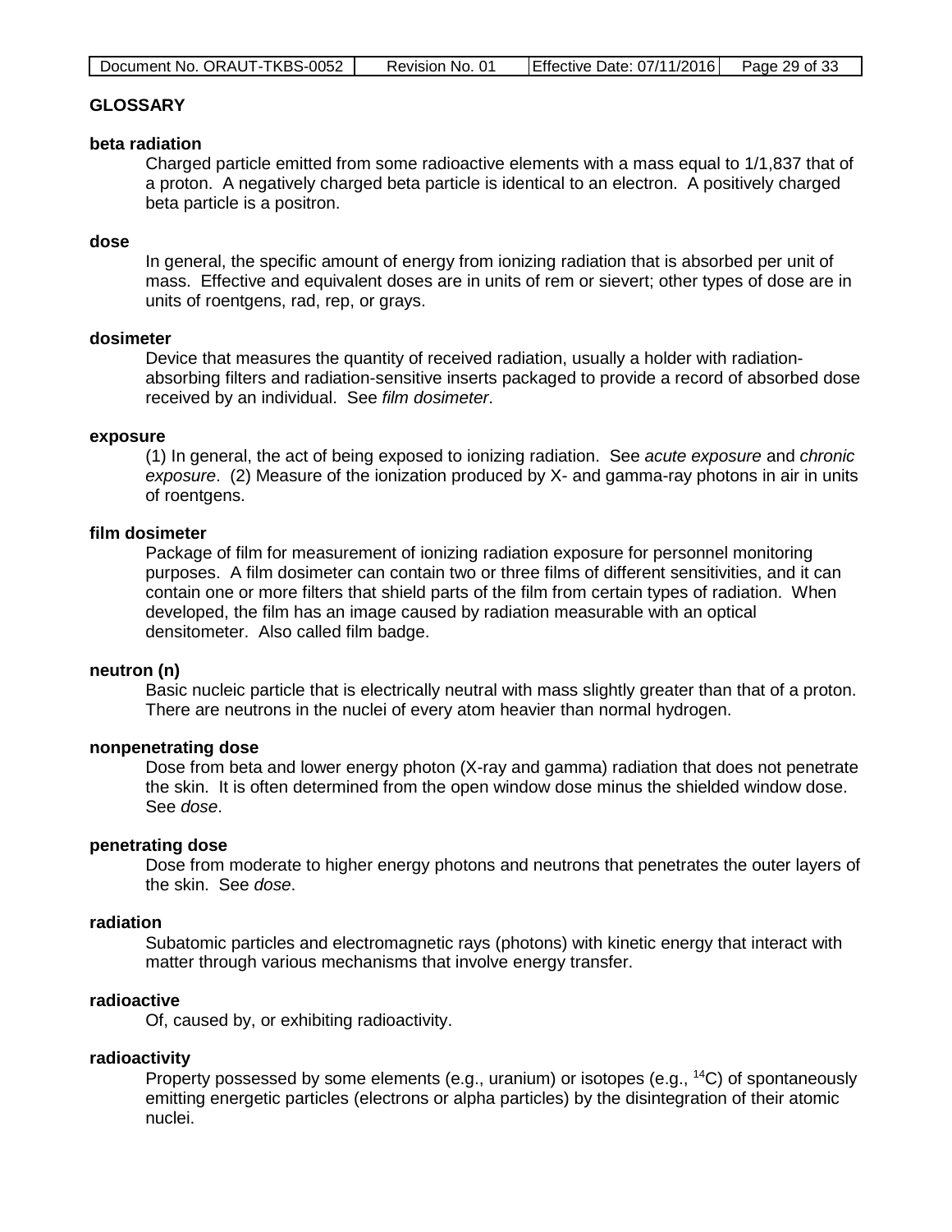## GLOSSARY

**beta radiation**

Charged particle emitted from some radioactive elements with a mass equal to 1/1,837 that of a proton. A negatively charged beta particle is identical to an electron. A positively charged beta particle is a positron.

**dose**

In general, the specific amount of energy from ionizing radiation that is absorbed per unit of mass. Effective and equivalent doses are in units of rem or sievert; other types of dose are in units of roentgens, rad, rep, or grays.

**dosimeter**

Device that measures the quantity of received radiation, usually a holder with radiation-absorbing filters and radiation-sensitive inserts packaged to provide a record of absorbed dose received by an individual. See *film dosimeter*.

**exposure**

(1) In general, the act of being exposed to ionizing radiation. See *acute exposure* and *chronic exposure*. (2) Measure of the ionization produced by X- and gamma-ray photons in air in units of roentgens.

**film dosimeter**

Package of film for measurement of ionizing radiation exposure for personnel monitoring purposes. A film dosimeter can contain two or three films of different sensitivities, and it can contain one or more filters that shield parts of the film from certain types of radiation. When developed, the film has an image caused by radiation measurable with an optical densitometer. Also called film badge.

**neutron (n)**

Basic nucleic particle that is electrically neutral with mass slightly greater than that of a proton. There are neutrons in the nuclei of every atom heavier than normal hydrogen.

**nonpenetrating dose**

Dose from beta and lower energy photon (X-ray and gamma) radiation that does not penetrate the skin. It is often determined from the open window dose minus the shielded window dose. See *dose*.

**penetrating dose**

Dose from moderate to higher energy photons and neutrons that penetrates the outer layers of the skin. See *dose*.

**radiation**

Subatomic particles and electromagnetic rays (photons) with kinetic energy that interact with matter through various mechanisms that involve energy transfer.

**radioactive**

Of, caused by, or exhibiting radioactivity.

**radioactivity**

Property possessed by some elements (e.g., uranium) or isotopes (e.g., $^{14}C$) of spontaneously emitting energetic particles (electrons or alpha particles) by the disintegration of their atomic nuclei.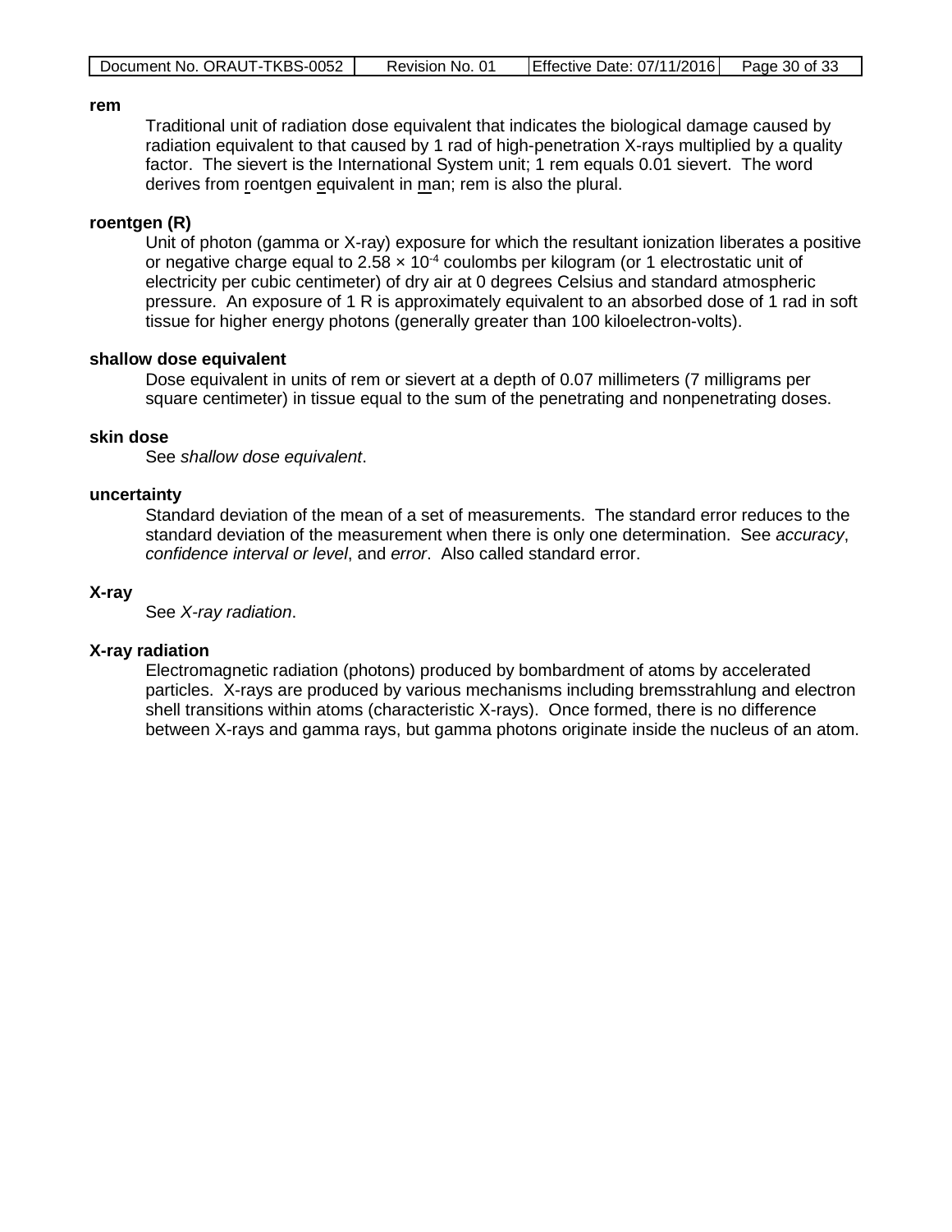**rem**

Traditional unit of radiation dose equivalent that indicates the biological damage caused by radiation equivalent to that caused by 1 rad of high-penetration X-rays multiplied by a quality factor. The sievert is the International System unit; 1 rem equals 0.01 sievert. The word derives from roentgen equivalent in man; rem is also the plural.

**roentgen (R)**

Unit of photon (gamma or X-ray) exposure for which the resultant ionization liberates a positive or negative charge equal to $2.58 \times 10^{-4}$ coulombs per kilogram (or 1 electrostatic unit of electricity per cubic centimeter) of dry air at 0 degrees Celsius and standard atmospheric pressure. An exposure of 1 R is approximately equivalent to an absorbed dose of 1 rad in soft tissue for higher energy photons (generally greater than 100 kiloelectron-volts).

**shallow dose equivalent**

Dose equivalent in units of rem or sievert at a depth of 0.07 millimeters (7 milligrams per square centimeter) in tissue equal to the sum of the penetrating and nonpenetrating doses.

**skin dose**

See *shallow dose equivalent*.

**uncertainty**

Standard deviation of the mean of a set of measurements. The standard error reduces to the standard deviation of the measurement when there is only one determination. See *accuracy*, *confidence interval or level*, and *error*. Also called standard error.

**X-ray**

See *X-ray radiation*.

**X-ray radiation**

Electromagnetic radiation (photons) produced by bombardment of atoms by accelerated particles. X-rays are produced by various mechanisms including bremsstrahlung and electron shell transitions within atoms (characteristic X-rays). Once formed, there is no difference between X-rays and gamma rays, but gamma photons originate inside the nucleus of an atom.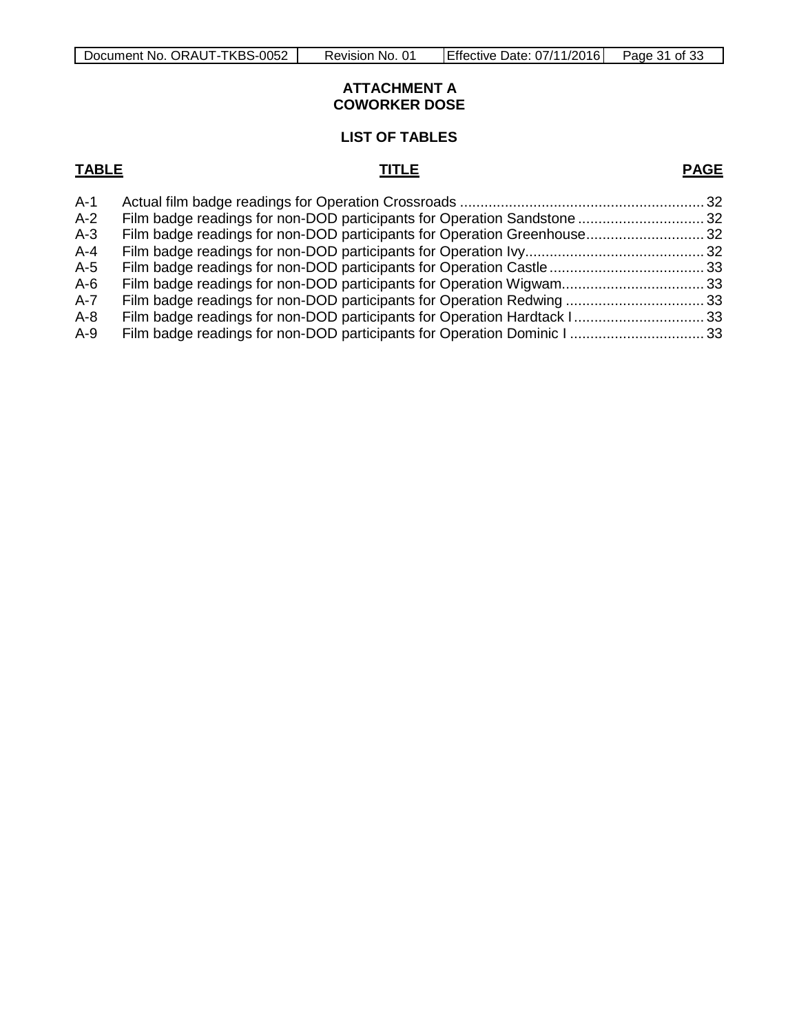# ATTACHMENT A
# COWORKER DOSE

## LIST OF TABLES

| TABLE | TITLE | PAGE |
|---|---|---|
| A-1 | Actual film badge readings for Operation Crossroads | 32 |
| A-2 | Film badge readings for non-DOD participants for Operation Sandstone | 32 |
| A-3 | Film badge readings for non-DOD participants for Operation Greenhouse | 32 |
| A-4 | Film badge readings for non-DOD participants for Operation Ivy | 32 |
| A-5 | Film badge readings for non-DOD participants for Operation Castle | 33 |
| A-6 | Film badge readings for non-DOD participants for Operation Wigwam | 33 |
| A-7 | Film badge readings for non-DOD participants for Operation Redwing | 33 |
| A-8 | Film badge readings for non-DOD participants for Operation Hardtack I | 33 |
| A-9 | Film badge readings for non-DOD participants for Operation Dominic I | 33 |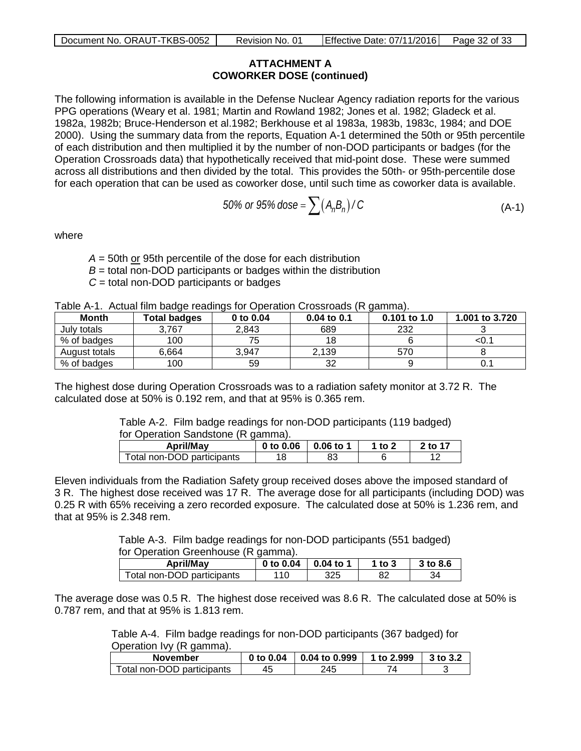**ATTACHMENT A**
**COWORKER DOSE (continued)**

The following information is available in the Defense Nuclear Agency radiation reports for the various PPG operations (Weary et al. 1981; Martin and Rowland 1982; Jones et al. 1982; Gladeck et al. 1982a, 1982b; Bruce-Henderson et al.1982; Berkhouse et al 1983a, 1983b, 1983c, 1984; and DOE 2000). Using the summary data from the reports, Equation A-1 determined the 50th or 95th percentile of each distribution and then multiplied it by the number of non-DOD participants or badges (for the Operation Crossroads data) that hypothetically received that mid-point dose. These were summed across all distributions and then divided by the total. This provides the 50th- or 95th-percentile dose for each operation that can be used as coworker dose, until such time as coworker data is available.

$$\textit{50\% or 95\% dose} = \sum \left( A_n B_n \right) / C \tag{A-1}$$

where

$A$ = 50th or 95th percentile of the dose for each distribution
$B$ = total non-DOD participants or badges within the distribution
$C$ = total non-DOD participants or badges

Table A-1. Actual film badge readings for Operation Crossroads (R gamma).

| Month | Total badges | 0 to 0.04 | 0.04 to 0.1 | 0.101 to 1.0 | 1.001 to 3.720 |
|---|---|---|---|---|---|
| July totals | 3,767 | 2,843 | 689 | 232 | 3 |
| % of badges | 100 | 75 | 18 | 6 | <0.1 |
| August totals | 6,664 | 3,947 | 2,139 | 570 | 8 |
| % of badges | 100 | 59 | 32 | 9 | 0.1 |

The highest dose during Operation Crossroads was to a radiation safety monitor at 3.72 R. The calculated dose at 50% is 0.192 rem, and that at 95% is 0.365 rem.

Table A-2. Film badge readings for non-DOD participants (119 badged) for Operation Sandstone (R gamma).

| April/May | 0 to 0.06 | 0.06 to 1 | 1 to 2 | 2 to 17 |
|---|---|---|---|---|
| Total non-DOD participants | 18 | 83 | 6 | 12 |

Eleven individuals from the Radiation Safety group received doses above the imposed standard of 3 R. The highest dose received was 17 R. The average dose for all participants (including DOD) was 0.25 R with 65% receiving a zero recorded exposure. The calculated dose at 50% is 1.236 rem, and that at 95% is 2.348 rem.

Table A-3. Film badge readings for non-DOD participants (551 badged) for Operation Greenhouse (R gamma).

| April/May | 0 to 0.04 | 0.04 to 1 | 1 to 3 | 3 to 8.6 |
|---|---|---|---|---|
| Total non-DOD participants | 110 | 325 | 82 | 34 |

The average dose was 0.5 R. The highest dose received was 8.6 R. The calculated dose at 50% is 0.787 rem, and that at 95% is 1.813 rem.

Table A-4. Film badge readings for non-DOD participants (367 badged) for Operation Ivy (R gamma).

| November | 0 to 0.04 | 0.04 to 0.999 | 1 to 2.999 | 3 to 3.2 |
|---|---|---|---|---|
| Total non-DOD participants | 45 | 245 | 74 | 3 |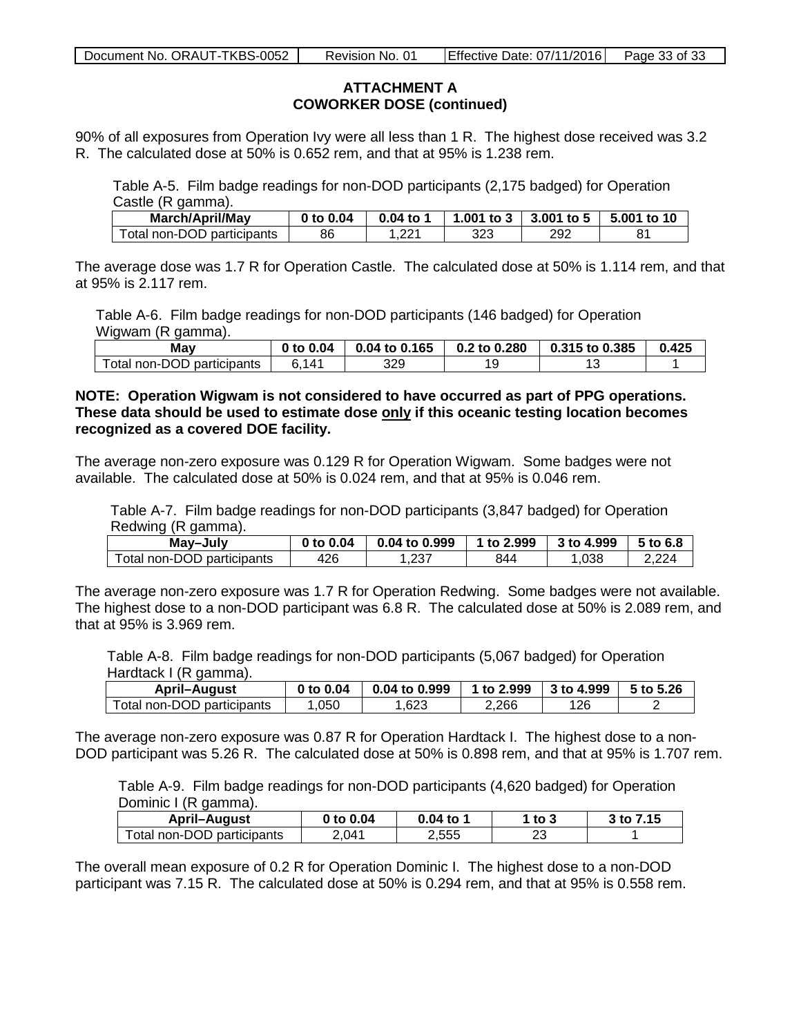**ATTACHMENT A**
**COWORKER DOSE (continued)**

90% of all exposures from Operation Ivy were all less than 1 R. The highest dose received was 3.2 R. The calculated dose at 50% is 0.652 rem, and that at 95% is 1.238 rem.

Table A-5. Film badge readings for non-DOD participants (2,175 badged) for Operation Castle (R gamma).

| March/April/May | 0 to 0.04 | 0.04 to 1 | 1.001 to 3 | 3.001 to 5 | 5.001 to 10 |
|---|---|---|---|---|---|
| Total non-DOD participants | 86 | 1,221 | 323 | 292 | 81 |

The average dose was 1.7 R for Operation Castle. The calculated dose at 50% is 1.114 rem, and that at 95% is 2.117 rem.

Table A-6. Film badge readings for non-DOD participants (146 badged) for Operation Wigwam (R gamma).

| May | 0 to 0.04 | 0.04 to 0.165 | 0.2 to 0.280 | 0.315 to 0.385 | 0.425 |
|---|---|---|---|---|---|
| Total non-DOD participants | 6,141 | 329 | 19 | 13 | 1 |

**NOTE: Operation Wigwam is not considered to have occurred as part of PPG operations. These data should be used to estimate dose only if this oceanic testing location becomes recognized as a covered DOE facility.**

The average non-zero exposure was 0.129 R for Operation Wigwam. Some badges were not available. The calculated dose at 50% is 0.024 rem, and that at 95% is 0.046 rem.

Table A-7. Film badge readings for non-DOD participants (3,847 badged) for Operation Redwing (R gamma).

| May–July | 0 to 0.04 | 0.04 to 0.999 | 1 to 2.999 | 3 to 4.999 | 5 to 6.8 |
|---|---|---|---|---|---|
| Total non-DOD participants | 426 | 1,237 | 844 | 1,038 | 2,224 |

The average non-zero exposure was 1.7 R for Operation Redwing. Some badges were not available. The highest dose to a non-DOD participant was 6.8 R. The calculated dose at 50% is 2.089 rem, and that at 95% is 3.969 rem.

Table A-8. Film badge readings for non-DOD participants (5,067 badged) for Operation Hardtack I (R gamma).

| April–August | 0 to 0.04 | 0.04 to 0.999 | 1 to 2.999 | 3 to 4.999 | 5 to 5.26 |
|---|---|---|---|---|---|
| Total non-DOD participants | 1,050 | 1,623 | 2,266 | 126 | 2 |

The average non-zero exposure was 0.87 R for Operation Hardtack I. The highest dose to a non-DOD participant was 5.26 R. The calculated dose at 50% is 0.898 rem, and that at 95% is 1.707 rem.

Table A-9. Film badge readings for non-DOD participants (4,620 badged) for Operation Dominic I (R gamma).

| April–August | 0 to 0.04 | 0.04 to 1 | 1 to 3 | 3 to 7.15 |
|---|---|---|---|---|
| Total non-DOD participants | 2,041 | 2,555 | 23 | 1 |

The overall mean exposure of 0.2 R for Operation Dominic I. The highest dose to a non-DOD participant was 7.15 R. The calculated dose at 50% is 0.294 rem, and that at 95% is 0.558 rem.